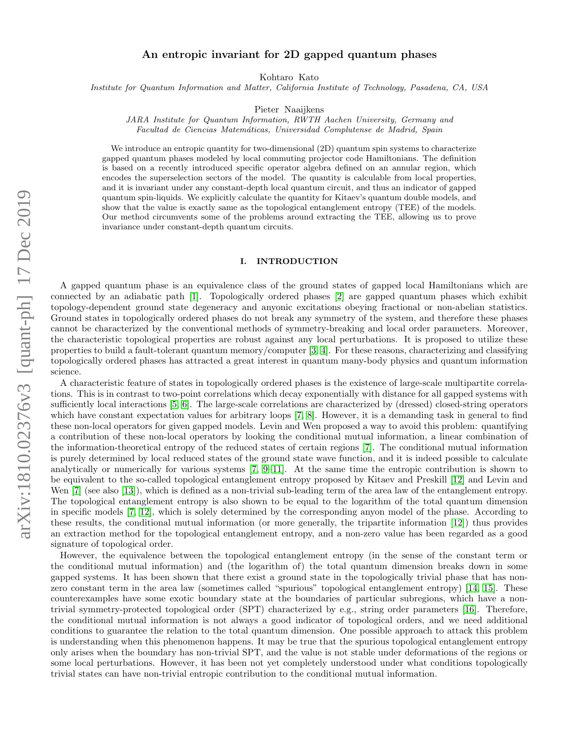# An entropic invariant for 2D gapped quantum phases

Kohtaro Kato

*Institute for Quantum Information and Matter, California Institute of Technology, Pasadena, CA, USA*

Pieter Naaijkens

*JARA Institute for Quantum Information, RWTH Aachen University, Germany and Facultad de Ciencias Matemáticas, Universidad Complutense de Madrid, Spain*

We introduce an entropic quantity for two-dimensional (2D) quantum spin systems to characterize gapped quantum phases modeled by local commuting projector code Hamiltonians. The definition is based on a recently introduced specific operator algebra defined on an annular region, which encodes the superselection sectors of the model. The quantity is calculable from local properties, and it is invariant under any constant-depth local quantum circuit, and thus an indicator of gapped quantum spin-liquids. We explicitly calculate the quantity for Kitaev's quantum double models, and show that the value is exactly same as the topological entanglement entropy (TEE) of the models. Our method circumvents some of the problems around extracting the TEE, allowing us to prove invariance under constant-depth quantum circuits.

## I. INTRODUCTION

A gapped quantum phase is an equivalence class of the ground states of gapped local Hamiltonians which are connected by an adiabatic path [1]. Topologically ordered phases [2] are gapped quantum phases which exhibit topology-dependent ground state degeneracy and anyonic excitations obeying fractional or non-abelian statistics. Ground states in topologically ordered phases do not break any symmetry of the system, and therefore these phases cannot be characterized by the conventional methods of symmetry-breaking and local order parameters. Moreover, the characteristic topological properties are robust against any local perturbations. It is proposed to utilize these properties to build a fault-tolerant quantum memory/computer [3, 4]. For these reasons, characterizing and classifying topologically ordered phases has attracted a great interest in quantum many-body physics and quantum information science.

A characteristic feature of states in topologically ordered phases is the existence of large-scale multipartite correlations. This is in contrast to two-point correlations which decay exponentially with distance for all gapped systems with sufficiently local interactions [5, 6]. The large-scale correlations are characterized by (dressed) closed-string operators which have constant expectation values for arbitrary loops [7, 8]. However, it is a demanding task in general to find these non-local operators for given gapped models. Levin and Wen proposed a way to avoid this problem: quantifying a contribution of these non-local operators by looking the conditional mutual information, a linear combination of the information-theoretical entropy of the reduced states of certain regions [7]. The conditional mutual information is purely determined by local reduced states of the ground state wave function, and it is indeed possible to calculate analytically or numerically for various systems [7, 9–11]. At the same time the entropic contribution is shown to be equivalent to the so-called topological entanglement entropy proposed by Kitaev and Preskill [12] and Levin and Wen [7] (see also [13]), which is defined as a non-trivial sub-leading term of the area law of the entanglement entropy. The topological entanglement entropy is also shown to be equal to the logarithm of the total quantum dimension in specific models [7, 12], which is solely determined by the corresponding anyon model of the phase. According to these results, the conditional mutual information (or more generally, the tripartite information [12]) thus provides an extraction method for the topological entanglement entropy, and a non-zero value has been regarded as a good signature of topological order.

However, the equivalence between the topological entanglement entropy (in the sense of the constant term or the conditional mutual information) and (the logarithm of) the total quantum dimension breaks down in some gapped systems. It has been shown that there exist a ground state in the topologically trivial phase that has non-zero constant term in the area law (sometimes called "spurious" topological entanglement entropy) [14, 15]. These counterexamples have some exotic boundary state at the boundaries of particular subregions, which have a non-trivial symmetry-protected topological order (SPT) characterized by e.g., string order parameters [16]. Therefore, the conditional mutual information is not always a good indicator of topological orders, and we need additional conditions to guarantee the relation to the total quantum dimension. One possible approach to attack this problem is understanding when this phenomenon happens. It may be true that the spurious topological entanglement entropy only arises when the boundary has non-trivial SPT, and the value is not stable under deformations of the regions or some local perturbations. However, it has been not yet completely understood under what conditions topologically trivial states can have non-trivial entropic contribution to the conditional mutual information.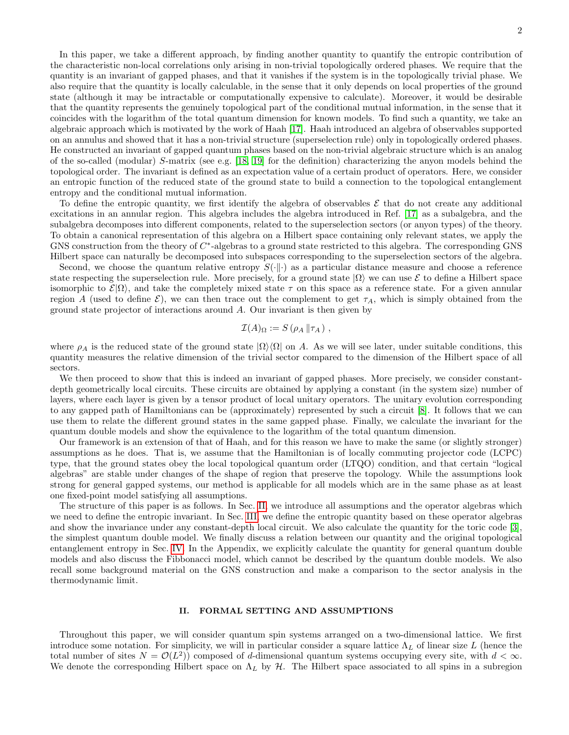In this paper, we take a different approach, by finding another quantity to quantify the entropic contribution of the characteristic non-local correlations only arising in non-trivial topologically ordered phases. We require that the quantity is an invariant of gapped phases, and that it vanishes if the system is in the topologically trivial phase. We also require that the quantity is locally calculable, in the sense that it only depends on local properties of the ground state (although it may be intractable or computationally expensive to calculate). Moreover, it would be desirable that the quantity represents the genuinely topological part of the conditional mutual information, in the sense that it coincides with the logarithm of the total quantum dimension for known models. To find such a quantity, we take an algebraic approach which is motivated by the work of Haah [17]. Haah introduced an algebra of observables supported on an annulus and showed that it has a non-trivial structure (superselection rule) only in topologically ordered phases. He constructed an invariant of gapped quantum phases based on the non-trivial algebraic structure which is an analog of the so-called (modular) $S$-matrix (see e.g. [18, 19] for the definition) characterizing the anyon models behind the topological order. The invariant is defined as an expectation value of a certain product of operators. Here, we consider an entropic function of the reduced state of the ground state to build a connection to the topological entanglement entropy and the conditional mutual information.

To define the entropic quantity, we first identify the algebra of observables $\mathcal{E}$ that do not create any additional excitations in an annular region. This algebra includes the algebra introduced in Ref. [17] as a subalgebra, and the subalgebra decomposes into different components, related to the superselection sectors (or anyon types) of the theory. To obtain a canonical representation of this algebra on a Hilbert space containing only relevant states, we apply the GNS construction from the theory of $C^*$-algebras to a ground state restricted to this algebra. The corresponding GNS Hilbert space can naturally be decomposed into subspaces corresponding to the superselection sectors of the algebra.

Second, we choose the quantum relative entropy $S(\cdot\|\cdot)$ as a particular distance measure and choose a reference state respecting the superselection rule. More precisely, for a ground state $|\Omega\rangle$ we can use $\mathcal{E}$ to define a Hilbert space isomorphic to $\mathcal{E}|\Omega\rangle$, and take the completely mixed state $\tau$ on this space as a reference state. For a given annular region $A$ (used to define $\mathcal{E}$), we can then trace out the complement to get $\tau_A$, which is simply obtained from the ground state projector of interactions around $A$. Our invariant is then given by

$$\mathcal{I}(A)_\Omega := S\left(\rho_A \,\|\tau_A\right)\,,$$

where $\rho_A$ is the reduced state of the ground state $|\Omega\rangle\langle\Omega|$ on $A$. As we will see later, under suitable conditions, this quantity measures the relative dimension of the trivial sector compared to the dimension of the Hilbert space of all sectors.

We then proceed to show that this is indeed an invariant of gapped phases. More precisely, we consider constant-depth geometrically local circuits. These circuits are obtained by applying a constant (in the system size) number of layers, where each layer is given by a tensor product of local unitary operators. The unitary evolution corresponding to any gapped path of Hamiltonians can be (approximately) represented by such a circuit [8]. It follows that we can use them to relate the different ground states in the same gapped phase. Finally, we calculate the invariant for the quantum double models and show the equivalence to the logarithm of the total quantum dimension.

Our framework is an extension of that of Haah, and for this reason we have to make the same (or slightly stronger) assumptions as he does. That is, we assume that the Hamiltonian is of locally commuting projector code (LCPC) type, that the ground states obey the local topological quantum order (LTQO) condition, and that certain "logical algebras" are stable under changes of the shape of region that preserve the topology. While the assumptions look strong for general gapped systems, our method is applicable for all models which are in the same phase as at least one fixed-point model satisfying all assumptions.

The structure of this paper is as follows. In Sec. II, we introduce all assumptions and the operator algebras which we need to define the entropic invariant. In Sec. III, we define the entropic quantity based on these operator algebras and show the invariance under any constant-depth local circuit. We also calculate the quantity for the toric code [3], the simplest quantum double model. We finally discuss a relation between our quantity and the original topological entanglement entropy in Sec. IV. In the Appendix, we explicitly calculate the quantity for general quantum double models and also discuss the Fibbonacci model, which cannot be described by the quantum double models. We also recall some background material on the GNS construction and make a comparison to the sector analysis in the thermodynamic limit.

## II. FORMAL SETTING AND ASSUMPTIONS

Throughout this paper, we will consider quantum spin systems arranged on a two-dimensional lattice. We first introduce some notation. For simplicity, we will in particular consider a square lattice $\Lambda_L$ of linear size $L$ (hence the total number of sites $N = \mathcal{O}(L^2)$) composed of $d$-dimensional quantum systems occupying every site, with $d < \infty$. We denote the corresponding Hilbert space on $\Lambda_L$ by $\mathcal{H}$. The Hilbert space associated to all spins in a subregion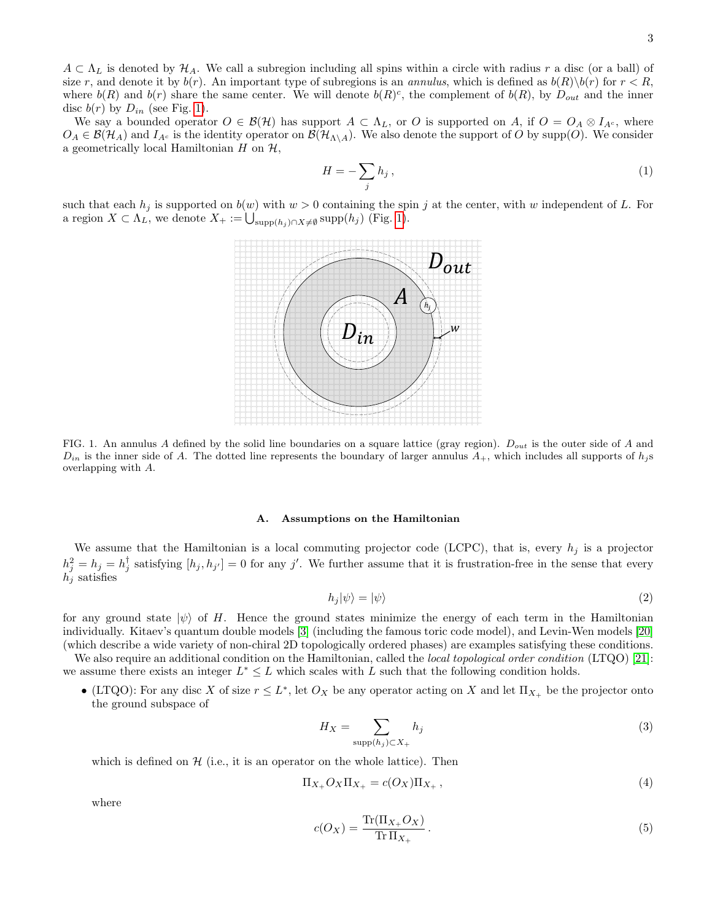$A \subset \Lambda_L$ is denoted by $\mathcal{H}_A$. We call a subregion including all spins within a circle with radius $r$ a disc (or a ball) of size $r$, and denote it by $b(r)$. An important type of subregions is an *annulus*, which is defined as $b(R)\backslash b(r)$ for $r < R$, where $b(R)$ and $b(r)$ share the same center. We will denote $b(R)^c$, the complement of $b(R)$, by $D_{out}$ and the inner disc $b(r)$ by $D_{in}$ (see Fig. 1).

We say a bounded operator $O \in \mathcal{B}(\mathcal{H})$ has support $A \subset \Lambda_L$, or $O$ is supported on $A$, if $O = O_A \otimes I_{A^c}$, where $O_A \in \mathcal{B}(\mathcal{H}_A)$ and $I_{A^c}$ is the identity operator on $\mathcal{B}(\mathcal{H}_{\Lambda\backslash A})$. We also denote the support of $O$ by supp$(O)$. We consider a geometrically local Hamiltonian $H$ on $\mathcal{H}$,

$$H = -\sum_j h_j\,, \tag{1}$$

such that each $h_j$ is supported on $b(w)$ with $w > 0$ containing the spin $j$ at the center, with $w$ independent of $L$. For a region $X \subset \Lambda_L$, we denote $X_+ := \bigcup_{\mathrm{supp}(h_j)\cap X \neq \emptyset} \mathrm{supp}(h_j)$ (Fig. 1).

$D_{out}$

$A$

$D_{in}$

$h_j$

$w$

FIG. 1. An annulus $A$ defined by the solid line boundaries on a square lattice (gray region). $D_{out}$ is the outer side of $A$ and $D_{in}$ is the inner side of $A$. The dotted line represents the boundary of larger annulus $A_+$, which includes all supports of $h_j$s overlapping with $A$.

### A. Assumptions on the Hamiltonian

We assume that the Hamiltonian is a local commuting projector code (LCPC), that is, every $h_j$ is a projector $h_j^2 = h_j = h_j^\dagger$ satisfying $[h_j, h_{j'}] = 0$ for any $j'$. We further assume that it is frustration-free in the sense that every $h_j$ satisfies

$$h_j|\psi\rangle = |\psi\rangle \tag{2}$$

for any ground state $|\psi\rangle$ of $H$. Hence the ground states minimize the energy of each term in the Hamiltonian individually. Kitaev's quantum double models [3] (including the famous toric code model), and Levin-Wen models [20] (which describe a wide variety of non-chiral 2D topologically ordered phases) are examples satisfying these conditions.

We also require an additional condition on the Hamiltonian, called the *local topological order condition* (LTQO) [21]: we assume there exists an integer $L^* \leq L$ which scales with $L$ such that the following condition holds.

- (LTQO): For any disc $X$ of size $r \leq L^*$, let $O_X$ be any operator acting on $X$ and let $\Pi_{X_+}$ be the projector onto the ground subspace of

$$H_X = \sum_{\mathrm{supp}(h_j)\subset X_+} h_j \tag{3}$$

which is defined on $\mathcal{H}$ (i.e., it is an operator on the whole lattice). Then

$$\Pi_{X_+} O_X \Pi_{X_+} = c(O_X)\Pi_{X_+}\,, \tag{4}$$

where

$$c(O_X) = \frac{\mathrm{Tr}(\Pi_{X_+} O_X)}{\mathrm{Tr}\,\Pi_{X_+}}\,. \tag{5}$$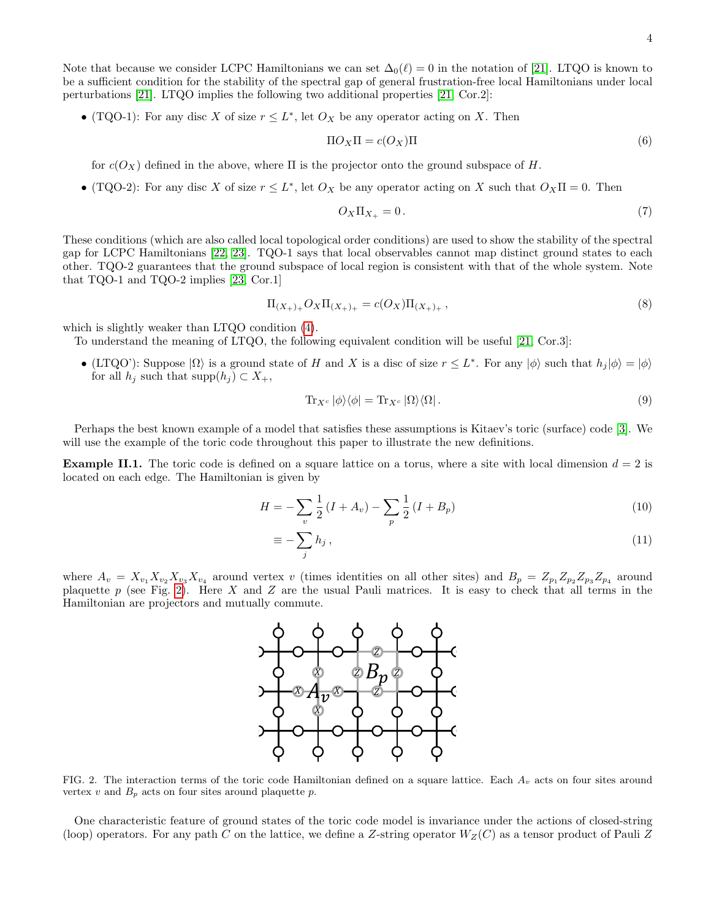Note that because we consider LCPC Hamiltonians we can set $\Delta_0(\ell) = 0$ in the notation of [21]. LTQO is known to be a sufficient condition for the stability of the spectral gap of general frustration-free local Hamiltonians under local perturbations [21]. LTQO implies the following two additional properties [21, Cor.2]:

- (TQO-1): For any disc $X$ of size $r \le L^*$, let $O_X$ be any operator acting on $X$. Then

$$\Pi O_X \Pi = c(O_X)\Pi \tag{6}$$

  for $c(O_X)$ defined in the above, where $\Pi$ is the projector onto the ground subspace of $H$.

- (TQO-2): For any disc $X$ of size $r \le L^*$, let $O_X$ be any operator acting on $X$ such that $O_X \Pi = 0$. Then

$$O_X \Pi_{X_+} = 0\,. \tag{7}$$

These conditions (which are also called local topological order conditions) are used to show the stability of the spectral gap for LCPC Hamiltonians [22, 23]. TQO-1 says that local observables cannot map distinct ground states to each other. TQO-2 guarantees that the ground subspace of local region is consistent with that of the whole system. Note that TQO-1 and TQO-2 implies [23, Cor.1]

$$\Pi_{(X_+)_+} O_X \Pi_{(X_+)_+} = c(O_X)\Pi_{(X_+)_+}\,, \tag{8}$$

which is slightly weaker than LTQO condition (4).

To understand the meaning of LTQO, the following equivalent condition will be useful [21, Cor.3]:

- (LTQO'): Suppose $|\Omega\rangle$ is a ground state of $H$ and $X$ is a disc of size $r \le L^*$. For any $|\phi\rangle$ such that $h_j|\phi\rangle = |\phi\rangle$ for all $h_j$ such that $\mathrm{supp}(h_j) \subset X_+$,

$$\mathrm{Tr}_{X^c}\,|\phi\rangle\langle\phi| = \mathrm{Tr}_{X^c}\,|\Omega\rangle\langle\Omega|\,. \tag{9}$$

Perhaps the best known example of a model that satisfies these assumptions is Kitaev's toric (surface) code [3]. We will use the example of the toric code throughout this paper to illustrate the new definitions.

**Example II.1.** The toric code is defined on a square lattice on a torus, where a site with local dimension $d = 2$ is located on each edge. The Hamiltonian is given by

$$H = -\sum_v \frac{1}{2}\left(I + A_v\right) - \sum_p \frac{1}{2}\left(I + B_p\right) \tag{10}$$

$$\equiv -\sum_j h_j\,, \tag{11}$$

where $A_v = X_{v_1}X_{v_2}X_{v_3}X_{v_4}$ around vertex $v$ (times identities on all other sites) and $B_p = Z_{p_1}Z_{p_2}Z_{p_3}Z_{p_4}$ around plaquette $p$ (see Fig. 2). Here $X$ and $Z$ are the usual Pauli matrices. It is easy to check that all terms in the Hamiltonian are projectors and mutually commute.

FIG. 2. The interaction terms of the toric code Hamiltonian defined on a square lattice. Each $A_v$ acts on four sites around vertex $v$ and $B_p$ acts on four sites around plaquette $p$.

One characteristic feature of ground states of the toric code model is invariance under the actions of closed-string (loop) operators. For any path $C$ on the lattice, we define a $Z$-string operator $W_Z(C)$ as a tensor product of Pauli $Z$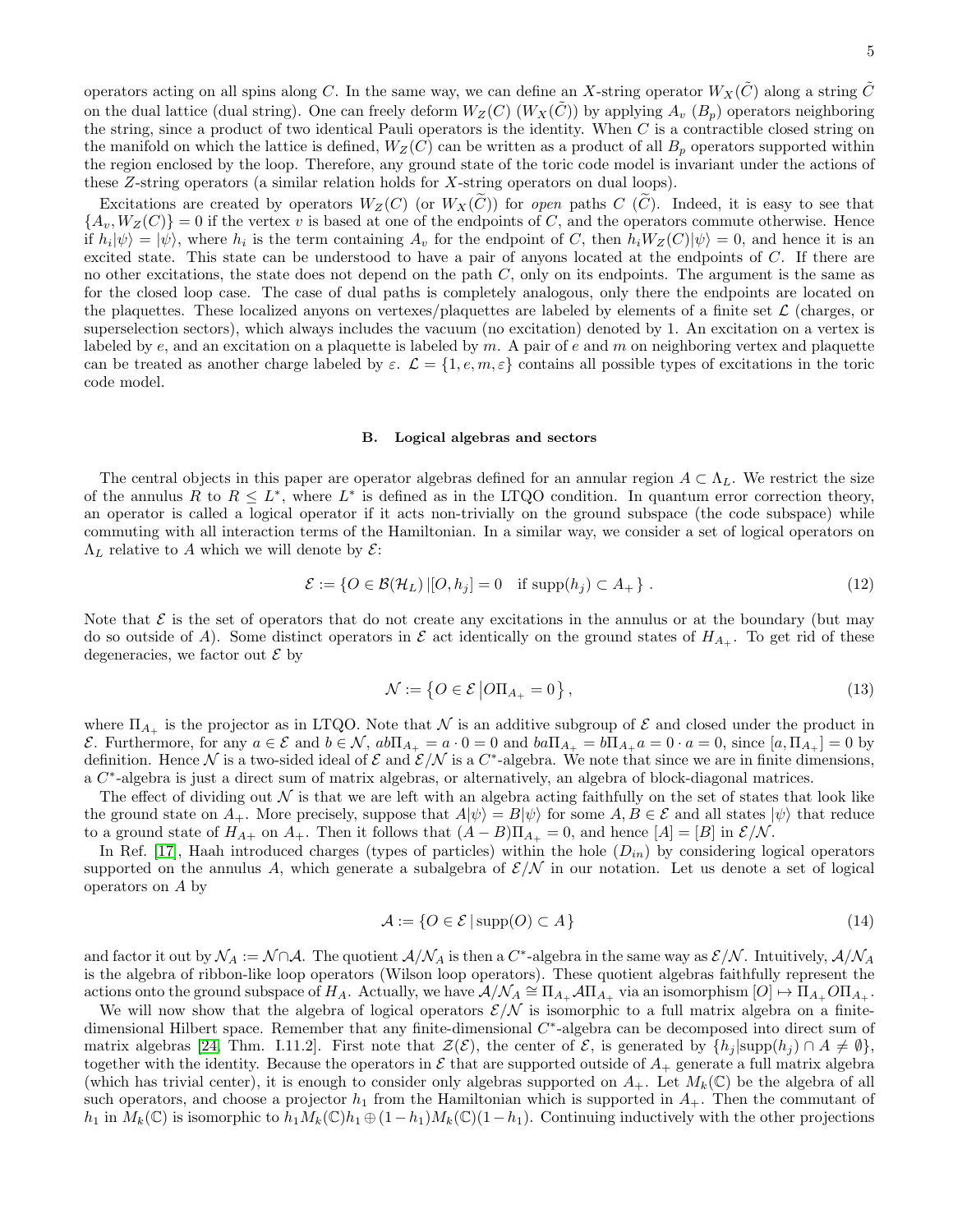operators acting on all spins along $C$. In the same way, we can define an $X$-string operator $W_X(\tilde{C})$ along a string $\tilde{C}$ on the dual lattice (dual string). One can freely deform $W_Z(C)$ ($W_X(\tilde{C})$) by applying $A_v$ ($B_p$) operators neighboring the string, since a product of two identical Pauli operators is the identity. When $C$ is a contractible closed string on the manifold on which the lattice is defined, $W_Z(C)$ can be written as a product of all $B_p$ operators supported within the region enclosed by the loop. Therefore, any ground state of the toric code model is invariant under the actions of these $Z$-string operators (a similar relation holds for $X$-string operators on dual loops).

Excitations are created by operators $W_Z(C)$ (or $W_X(\widetilde{C})$) for *open* paths $C$ ($\widetilde{C}$). Indeed, it is easy to see that $\{A_v, W_Z(C)\} = 0$ if the vertex $v$ is based at one of the endpoints of $C$, and the operators commute otherwise. Hence if $h_i|\psi\rangle = |\psi\rangle$, where $h_i$ is the term containing $A_v$ for the endpoint of $C$, then $h_i W_Z(C)|\psi\rangle = 0$, and hence it is an excited state. This state can be understood to have a pair of anyons located at the endpoints of $C$. If there are no other excitations, the state does not depend on the path $C$, only on its endpoints. The argument is the same as for the closed loop case. The case of dual paths is completely analogous, only there the endpoints are located on the plaquettes. These localized anyons on vertexes/plaquettes are labeled by elements of a finite set $\mathcal{L}$ (charges, or superselection sectors), which always includes the vacuum (no excitation) denoted by 1. An excitation on a vertex is labeled by $e$, and an excitation on a plaquette is labeled by $m$. A pair of $e$ and $m$ on neighboring vertex and plaquette can be treated as another charge labeled by $\varepsilon$. $\mathcal{L} = \{1, e, m, \varepsilon\}$ contains all possible types of excitations in the toric code model.

### B. Logical algebras and sectors

The central objects in this paper are operator algebras defined for an annular region $A \subset \Lambda_L$. We restrict the size of the annulus $R$ to $R \leq L^*$, where $L^*$ is defined as in the LTQO condition. In quantum error correction theory, an operator is called a logical operator if it acts non-trivially on the ground subspace (the code subspace) while commuting with all interaction terms of the Hamiltonian. In a similar way, we consider a set of logical operators on $\Lambda_L$ relative to $A$ which we will denote by $\mathcal{E}$:

$$\mathcal{E} := \{O \in \mathcal{B}(\mathcal{H}_L) \,|\, [O, h_j] = 0 \quad \text{if } \operatorname{supp}(h_j) \subset A_+\} \,. \tag{12}$$

Note that $\mathcal{E}$ is the set of operators that do not create any excitations in the annulus or at the boundary (but may do so outside of $A$). Some distinct operators in $\mathcal{E}$ act identically on the ground states of $H_{A_+}$. To get rid of these degeneracies, we factor out $\mathcal{E}$ by

$$\mathcal{N} := \left\{ O \in \mathcal{E} \,\middle|\, O\Pi_{A_+} = 0 \right\}, \tag{13}$$

where $\Pi_{A_+}$ is the projector as in LTQO. Note that $\mathcal{N}$ is an additive subgroup of $\mathcal{E}$ and closed under the product in $\mathcal{E}$. Furthermore, for any $a \in \mathcal{E}$ and $b \in \mathcal{N}$, $ab\Pi_{A_+} = a \cdot 0 = 0$ and $ba\Pi_{A_+} = b\Pi_{A_+}a = 0 \cdot a = 0$, since $[a, \Pi_{A_+}] = 0$ by definition. Hence $\mathcal{N}$ is a two-sided ideal of $\mathcal{E}$ and $\mathcal{E}/\mathcal{N}$ is a $C^*$-algebra. We note that since we are in finite dimensions, a $C^*$-algebra is just a direct sum of matrix algebras, or alternatively, an algebra of block-diagonal matrices.

The effect of dividing out $\mathcal{N}$ is that we are left with an algebra acting faithfully on the set of states that look like the ground state on $A_+$. More precisely, suppose that $A|\psi\rangle = B|\psi\rangle$ for some $A, B \in \mathcal{E}$ and all states $|\psi\rangle$ that reduce to a ground state of $H_{A+}$ on $A_+$. Then it follows that $(A - B)\Pi_{A_+} = 0$, and hence $[A] = [B]$ in $\mathcal{E}/\mathcal{N}$.

In Ref. [17], Haah introduced charges (types of particles) within the hole ($D_{in}$) by considering logical operators supported on the annulus $A$, which generate a subalgebra of $\mathcal{E}/\mathcal{N}$ in our notation. Let us denote a set of logical operators on $A$ by

$$\mathcal{A} := \{O \in \mathcal{E} \,|\, \operatorname{supp}(O) \subset A\} \tag{14}$$

and factor it out by $\mathcal{N}_A := \mathcal{N} \cap \mathcal{A}$. The quotient $\mathcal{A}/\mathcal{N}_A$ is then a $C^*$-algebra in the same way as $\mathcal{E}/\mathcal{N}$. Intuitively, $\mathcal{A}/\mathcal{N}_A$ is the algebra of ribbon-like loop operators (Wilson loop operators). These quotient algebras faithfully represent the actions onto the ground subspace of $H_A$. Actually, we have $\mathcal{A}/\mathcal{N}_A \cong \Pi_{A_+}\mathcal{A}\Pi_{A_+}$ via an isomorphism $[O] \mapsto \Pi_{A_+}O\Pi_{A_+}$.

We will now show that the algebra of logical operators $\mathcal{E}/\mathcal{N}$ is isomorphic to a full matrix algebra on a finite-dimensional Hilbert space. Remember that any finite-dimensional $C^*$-algebra can be decomposed into direct sum of matrix algebras [24, Thm. I.11.2]. First note that $\mathcal{Z}(\mathcal{E})$, the center of $\mathcal{E}$, is generated by $\{h_j | \operatorname{supp}(h_j) \cap A \neq \emptyset\}$, together with the identity. Because the operators in $\mathcal{E}$ that are supported outside of $A_+$ generate a full matrix algebra (which has trivial center), it is enough to consider only algebras supported on $A_+$. Let $M_k(\mathbb{C})$ be the algebra of all such operators, and choose a projector $h_1$ from the Hamiltonian which is supported in $A_+$. Then the commutant of $h_1$ in $M_k(\mathbb{C})$ is isomorphic to $h_1 M_k(\mathbb{C}) h_1 \oplus (1 - h_1) M_k(\mathbb{C})(1 - h_1)$. Continuing inductively with the other projections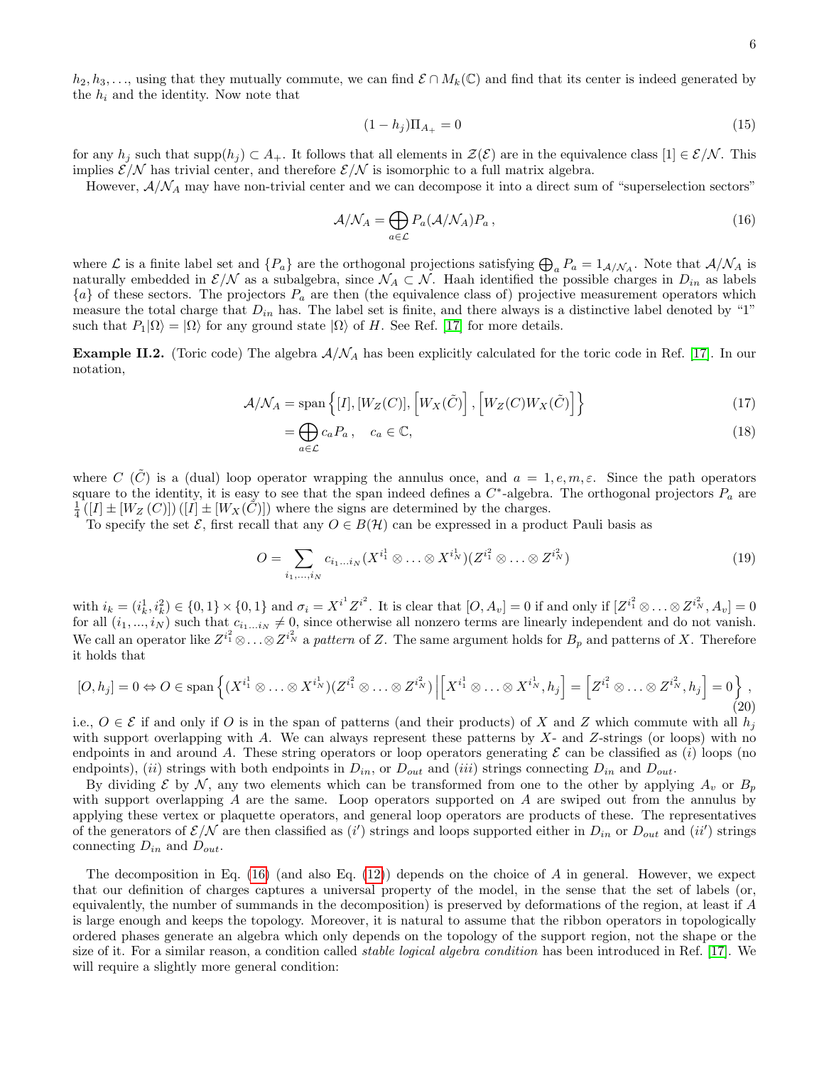$h_2, h_3, \ldots$, using that they mutually commute, we can find $\mathcal{E} \cap M_k(\mathbb{C})$ and find that its center is indeed generated by the $h_i$ and the identity. Now note that

$$(1 - h_j)\Pi_{A_+} = 0 \tag{15}$$

for any $h_j$ such that $\text{supp}(h_j) \subset A_+$. It follows that all elements in $\mathcal{Z}(\mathcal{E})$ are in the equivalence class $[1] \in \mathcal{E}/\mathcal{N}$. This implies $\mathcal{E}/\mathcal{N}$ has trivial center, and therefore $\mathcal{E}/\mathcal{N}$ is isomorphic to a full matrix algebra.

However, $\mathcal{A}/\mathcal{N}_A$ may have non-trivial center and we can decompose it into a direct sum of "superselection sectors"

$$\mathcal{A}/\mathcal{N}_A = \bigoplus_{a \in \mathcal{L}} P_a(\mathcal{A}/\mathcal{N}_A)P_a \, , \tag{16}$$

where $\mathcal{L}$ is a finite label set and $\{P_a\}$ are the orthogonal projections satisfying $\bigoplus_a P_a = 1_{\mathcal{A}/\mathcal{N}_A}$. Note that $\mathcal{A}/\mathcal{N}_A$ is naturally embedded in $\mathcal{E}/\mathcal{N}$ as a subalgebra, since $\mathcal{N}_A \subset \mathcal{N}$. Haah identified the possible charges in $D_{in}$ as labels $\{a\}$ of these sectors. The projectors $P_a$ are then (the equivalence class of) projective measurement operators which measure the total charge that $D_{in}$ has. The label set is finite, and there always is a distinctive label denoted by "1" such that $P_1|\Omega\rangle = |\Omega\rangle$ for any ground state $|\Omega\rangle$ of $H$. See Ref. [17] for more details.

**Example II.2.** (Toric code) The algebra $\mathcal{A}/\mathcal{N}_A$ has been explicitly calculated for the toric code in Ref. [17]. In our notation,

$$\mathcal{A}/\mathcal{N}_A = \text{span}\left\{[I], [W_Z(C)], \left[W_X(\tilde{C})\right], \left[W_Z(C)W_X(\tilde{C})\right]\right\} \tag{17}$$

$$= \bigoplus_{a \in \mathcal{L}} c_a P_a \, , \quad c_a \in \mathbb{C}, \tag{18}$$

where $C$ ($\tilde{C}$) is a (dual) loop operator wrapping the annulus once, and $a = 1, e, m, \varepsilon$. Since the path operators square to the identity, it is easy to see that the span indeed defines a $C^*$-algebra. The orthogonal projectors $P_a$ are $\frac{1}{4}\left([I] \pm [W_Z(C)]\right)\left([I] \pm [W_X(\tilde{C})]\right)$ where the signs are determined by the charges.

To specify the set $\mathcal{E}$, first recall that any $O \in B(\mathcal{H})$ can be expressed in a product Pauli basis as

$$O = \sum_{i_1, \ldots, i_N} c_{i_1 \ldots i_N} (X^{i_1^1} \otimes \ldots \otimes X^{i_N^1})(Z^{i_1^2} \otimes \ldots \otimes Z^{i_N^2}) \tag{19}$$

with $i_k = (i_k^1, i_k^2) \in \{0,1\} \times \{0,1\}$ and $\sigma_i = X^{i^1} Z^{i^2}$. It is clear that $[O, A_v] = 0$ if and only if $[Z^{i_1^2} \otimes \ldots \otimes Z^{i_N^2}, A_v] = 0$ for all $(i_1, ..., i_N)$ such that $c_{i_1 \ldots i_N} \neq 0$, since otherwise all nonzero terms are linearly independent and do not vanish. We call an operator like $Z^{i_1^2} \otimes \ldots \otimes Z^{i_N^2}$ a *pattern* of $Z$. The same argument holds for $B_p$ and patterns of $X$. Therefore it holds that

$$[O, h_j] = 0 \Leftrightarrow O \in \text{span}\left\{(X^{i_1^1} \otimes \ldots \otimes X^{i_N^1})(Z^{i_1^2} \otimes \ldots \otimes Z^{i_N^2}) \,\middle|\, \left[X^{i_1^1} \otimes \ldots \otimes X^{i_N^1}, h_j\right] = \left[Z^{i_1^2} \otimes \ldots \otimes Z^{i_N^2}, h_j\right] = 0\right\} , \tag{20}$$

i.e., $O \in \mathcal{E}$ if and only if $O$ is in the span of patterns (and their products) of $X$ and $Z$ which commute with all $h_j$ with support overlapping with $A$. We can always represent these patterns by $X$- and $Z$-strings (or loops) with no endpoints in and around $A$. These string operators or loop operators generating $\mathcal{E}$ can be classified as $(i)$ loops (no endpoints), $(ii)$ strings with both endpoints in $D_{in}$, or $D_{out}$ and $(iii)$ strings connecting $D_{in}$ and $D_{out}$.

By dividing $\mathcal{E}$ by $\mathcal{N}$, any two elements which can be transformed from one to the other by applying $A_v$ or $B_p$ with support overlapping $A$ are the same. Loop operators supported on $A$ are swiped out from the annulus by applying these vertex or plaquette operators, and general loop operators are products of these. The representatives of the generators of $\mathcal{E}/\mathcal{N}$ are then classified as $(i')$ strings and loops supported either in $D_{in}$ or $D_{out}$ and $(ii')$ strings connecting $D_{in}$ and $D_{out}$.

The decomposition in Eq. (16) (and also Eq. (12)) depends on the choice of $A$ in general. However, we expect that our definition of charges captures a universal property of the model, in the sense that the set of labels (or, equivalently, the number of summands in the decomposition) is preserved by deformations of the region, at least if $A$ is large enough and keeps the topology. Moreover, it is natural to assume that the ribbon operators in topologically ordered phases generate an algebra which only depends on the topology of the support region, not the shape or the size of it. For a similar reason, a condition called *stable logical algebra condition* has been introduced in Ref. [17]. We will require a slightly more general condition: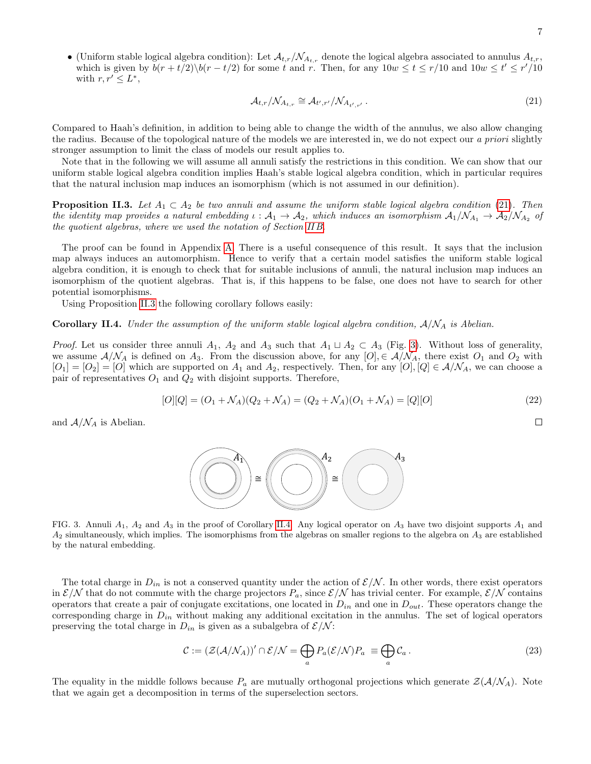- (Uniform stable logical algebra condition): Let $\mathcal{A}_{t,r}/\mathcal{N}_{A_{t,r}}$ denote the logical algebra associated to annulus $A_{t,r}$, which is given by $b(r+t/2)\backslash b(r-t/2)$ for some $t$ and $r$. Then, for any $10w \leq t \leq r/10$ and $10w \leq t' \leq r'/10$ with $r, r' \leq L^*$,

$$\mathcal{A}_{t,r}/\mathcal{N}_{A_{t,r}} \cong \mathcal{A}_{t',r'}/\mathcal{N}_{A_{t',r'}}\,. \tag{21}$$

Compared to Haah's definition, in addition to being able to change the width of the annulus, we also allow changing the radius. Because of the topological nature of the models we are interested in, we do not expect our *a priori* slightly stronger assumption to limit the class of models our result applies to.

Note that in the following we will assume all annuli satisfy the restrictions in this condition. We can show that our uniform stable logical algebra condition implies Haah's stable logical algebra condition, which in particular requires that the natural inclusion map induces an isomorphism (which is not assumed in our definition).

**Proposition II.3.** *Let $A_1 \subset A_2$ be two annuli and assume the uniform stable logical algebra condition (21). Then the identity map provides a natural embedding $\iota : \mathcal{A}_1 \to \mathcal{A}_2$, which induces an isomorphism $\mathcal{A}_1/\mathcal{N}_{A_1} \to \mathcal{A}_2/\mathcal{N}_{A_2}$ of the quotient algebras, where we used the notation of Section II B.*

The proof can be found in Appendix A. There is a useful consequence of this result. It says that the inclusion map always induces an automorphism. Hence to verify that a certain model satisfies the uniform stable logical algebra condition, it is enough to check that for suitable inclusions of annuli, the natural inclusion map induces an isomorphism of the quotient algebras. That is, if this happens to be false, one does not have to search for other potential isomorphisms.

Using Proposition II.3 the following corollary follows easily:

**Corollary II.4.** *Under the assumption of the uniform stable logical algebra condition, $\mathcal{A}/\mathcal{N}_A$ is Abelian.*

*Proof.* Let us consider three annuli $A_1$, $A_2$ and $A_3$ such that $A_1 \sqcup A_2 \subset A_3$ (Fig. 3). Without loss of generality, we assume $\mathcal{A}/\mathcal{N}_A$ is defined on $A_3$. From the discussion above, for any $[O], \in \mathcal{A}/\mathcal{N}_A$, there exist $O_1$ and $O_2$ with $[O_1] = [O_2] = [O]$ which are supported on $A_1$ and $A_2$, respectively. Then, for any $[O], [Q] \in \mathcal{A}/\mathcal{N}_A$, we can choose a pair of representatives $O_1$ and $Q_2$ with disjoint supports. Therefore,

$$[O][Q] = (O_1 + \mathcal{N}_A)(Q_2 + \mathcal{N}_A) = (Q_2 + \mathcal{N}_A)(O_1 + \mathcal{N}_A) = [Q][O] \tag{22}$$

and $\mathcal{A}/\mathcal{N}_A$ is Abelian. $\square$

$A_1$ $\cong$ $A_2$ $\cong$ $A_3$

FIG. 3. Annuli $A_1$, $A_2$ and $A_3$ in the proof of Corollary II.4. Any logical operator on $A_3$ have two disjoint supports $A_1$ and $A_2$ simultaneously, which implies. The isomorphisms from the algebras on smaller regions to the algebra on $A_3$ are established by the natural embedding.

The total charge in $D_{in}$ is not a conserved quantity under the action of $\mathcal{E}/\mathcal{N}$. In other words, there exist operators in $\mathcal{E}/\mathcal{N}$ that do not commute with the charge projectors $P_a$, since $\mathcal{E}/\mathcal{N}$ has trivial center. For example, $\mathcal{E}/\mathcal{N}$ contains operators that create a pair of conjugate excitations, one located in $D_{in}$ and one in $D_{out}$. These operators change the corresponding charge in $D_{in}$ without making any additional excitation in the annulus. The set of logical operators preserving the total charge in $D_{in}$ is given as a subalgebra of $\mathcal{E}/\mathcal{N}$:

$$\mathcal{C} := (\mathcal{Z}(\mathcal{A}/\mathcal{N}_A))' \cap \mathcal{E}/\mathcal{N} = \bigoplus_a P_a(\mathcal{E}/\mathcal{N})P_a \equiv \bigoplus_a \mathcal{C}_a\,. \tag{23}$$

The equality in the middle follows because $P_a$ are mutually orthogonal projections which generate $\mathcal{Z}(\mathcal{A}/\mathcal{N}_A)$. Note that we again get a decomposition in terms of the superselection sectors.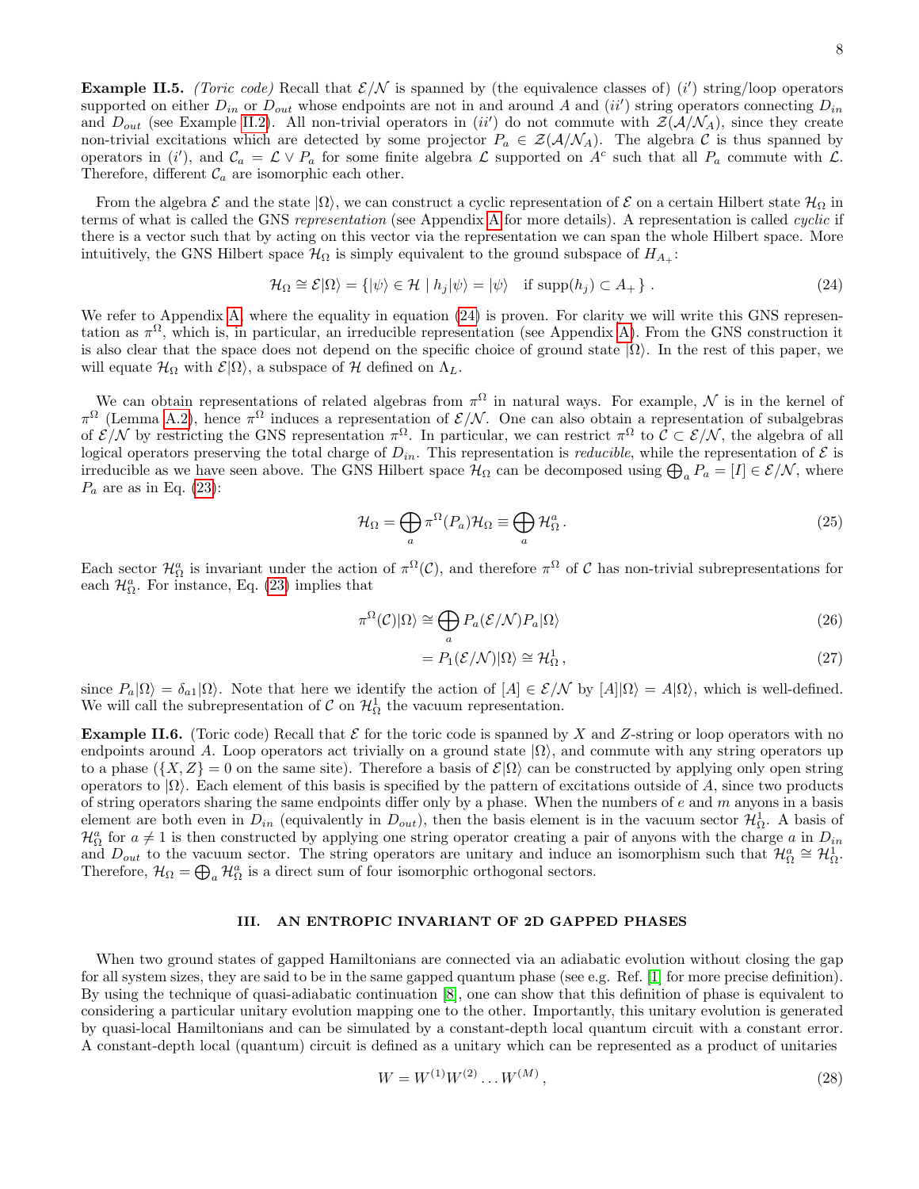**Example II.5.** *(Toric code)* Recall that $\mathcal{E}/\mathcal{N}$ is spanned by (the equivalence classes of) $(i')$ string/loop operators supported on either $D_{in}$ or $D_{out}$ whose endpoints are not in and around $A$ and $(ii')$ string operators connecting $D_{in}$ and $D_{out}$ (see Example II.2). All non-trivial operators in $(ii')$ do not commute with $\mathcal{Z}(\mathcal{A}/\mathcal{N}_A)$, since they create non-trivial excitations which are detected by some projector $P_a \in \mathcal{Z}(\mathcal{A}/\mathcal{N}_A)$. The algebra $\mathcal{C}$ is thus spanned by operators in $(i')$, and $\mathcal{C}_a = \mathcal{L} \vee P_a$ for some finite algebra $\mathcal{L}$ supported on $A^c$ such that all $P_a$ commute with $\mathcal{L}$. Therefore, different $\mathcal{C}_a$ are isomorphic each other.

From the algebra $\mathcal{E}$ and the state $|\Omega\rangle$, we can construct a cyclic representation of $\mathcal{E}$ on a certain Hilbert state $\mathcal{H}_\Omega$ in terms of what is called the GNS *representation* (see Appendix A for more details). A representation is called *cyclic* if there is a vector such that by acting on this vector via the representation we can span the whole Hilbert space. More intuitively, the GNS Hilbert space $\mathcal{H}_\Omega$ is simply equivalent to the ground subspace of $H_{A_+}$:

$$\mathcal{H}_\Omega \cong \mathcal{E}|\Omega\rangle = \{|\psi\rangle \in \mathcal{H} \mid h_j|\psi\rangle = |\psi\rangle \quad \text{if } \mathrm{supp}(h_j) \subset A_+\} \,. \tag{24}$$

We refer to Appendix A, where the equality in equation (24) is proven. For clarity we will write this GNS representation as $\pi^\Omega$, which is, in particular, an irreducible representation (see Appendix A). From the GNS construction it is also clear that the space does not depend on the specific choice of ground state $|\Omega\rangle$. In the rest of this paper, we will equate $\mathcal{H}_\Omega$ with $\mathcal{E}|\Omega\rangle$, a subspace of $\mathcal{H}$ defined on $\Lambda_L$.

We can obtain representations of related algebras from $\pi^\Omega$ in natural ways. For example, $\mathcal{N}$ is in the kernel of $\pi^\Omega$ (Lemma A.2), hence $\pi^\Omega$ induces a representation of $\mathcal{E}/\mathcal{N}$. One can also obtain a representation of subalgebras of $\mathcal{E}/\mathcal{N}$ by restricting the GNS representation $\pi^\Omega$. In particular, we can restrict $\pi^\Omega$ to $\mathcal{C} \subset \mathcal{E}/\mathcal{N}$, the algebra of all logical operators preserving the total charge of $D_{in}$. This representation is *reducible*, while the representation of $\mathcal{E}$ is irreducible as we have seen above. The GNS Hilbert space $\mathcal{H}_\Omega$ can be decomposed using $\bigoplus_a P_a = [I] \in \mathcal{E}/\mathcal{N}$, where $P_a$ are as in Eq. (23):

$$\mathcal{H}_\Omega = \bigoplus_a \pi^\Omega(P_a)\mathcal{H}_\Omega \equiv \bigoplus_a \mathcal{H}_\Omega^a \,. \tag{25}$$

Each sector $\mathcal{H}_\Omega^a$ is invariant under the action of $\pi^\Omega(\mathcal{C})$, and therefore $\pi^\Omega$ of $\mathcal{C}$ has non-trivial subrepresentations for each $\mathcal{H}_\Omega^a$. For instance, Eq. (23) implies that

$$\pi^\Omega(\mathcal{C})|\Omega\rangle \cong \bigoplus_a P_a(\mathcal{E}/\mathcal{N})P_a|\Omega\rangle \tag{26}$$

$$= P_1(\mathcal{E}/\mathcal{N})|\Omega\rangle \cong \mathcal{H}_\Omega^1 \,, \tag{27}$$

since $P_a|\Omega\rangle = \delta_{a1}|\Omega\rangle$. Note that here we identify the action of $[A] \in \mathcal{E}/\mathcal{N}$ by $[A]|\Omega\rangle = A|\Omega\rangle$, which is well-defined. We will call the subrepresentation of $\mathcal{C}$ on $\mathcal{H}_\Omega^1$ the vacuum representation.

**Example II.6.** (Toric code) Recall that $\mathcal{E}$ for the toric code is spanned by $X$ and $Z$-string or loop operators with no endpoints around $A$. Loop operators act trivially on a ground state $|\Omega\rangle$, and commute with any string operators up to a phase ($\{X, Z\} = 0$ on the same site). Therefore a basis of $\mathcal{E}|\Omega\rangle$ can be constructed by applying only open string operators to $|\Omega\rangle$. Each element of this basis is specified by the pattern of excitations outside of $A$, since two products of string operators sharing the same endpoints differ only by a phase. When the numbers of $e$ and $m$ anyons in a basis element are both even in $D_{in}$ (equivalently in $D_{out}$), then the basis element is in the vacuum sector $\mathcal{H}_\Omega^1$. A basis of $\mathcal{H}_\Omega^a$ for $a \neq 1$ is then constructed by applying one string operator creating a pair of anyons with the charge $a$ in $D_{in}$ and $D_{out}$ to the vacuum sector. The string operators are unitary and induce an isomorphism such that $\mathcal{H}_\Omega^a \cong \mathcal{H}_\Omega^1$. Therefore, $\mathcal{H}_\Omega = \bigoplus_a \mathcal{H}_\Omega^a$ is a direct sum of four isomorphic orthogonal sectors.

## III. AN ENTROPIC INVARIANT OF 2D GAPPED PHASES

When two ground states of gapped Hamiltonians are connected via an adiabatic evolution without closing the gap for all system sizes, they are said to be in the same gapped quantum phase (see e.g. Ref. [1] for more precise definition). By using the technique of quasi-adiabatic continuation [8], one can show that this definition of phase is equivalent to considering a particular unitary evolution mapping one to the other. Importantly, this unitary evolution is generated by quasi-local Hamiltonians and can be simulated by a constant-depth local quantum circuit with a constant error. A constant-depth local (quantum) circuit is defined as a unitary which can be represented as a product of unitaries

$$W = W^{(1)}W^{(2)} \dots W^{(M)} \,, \tag{28}$$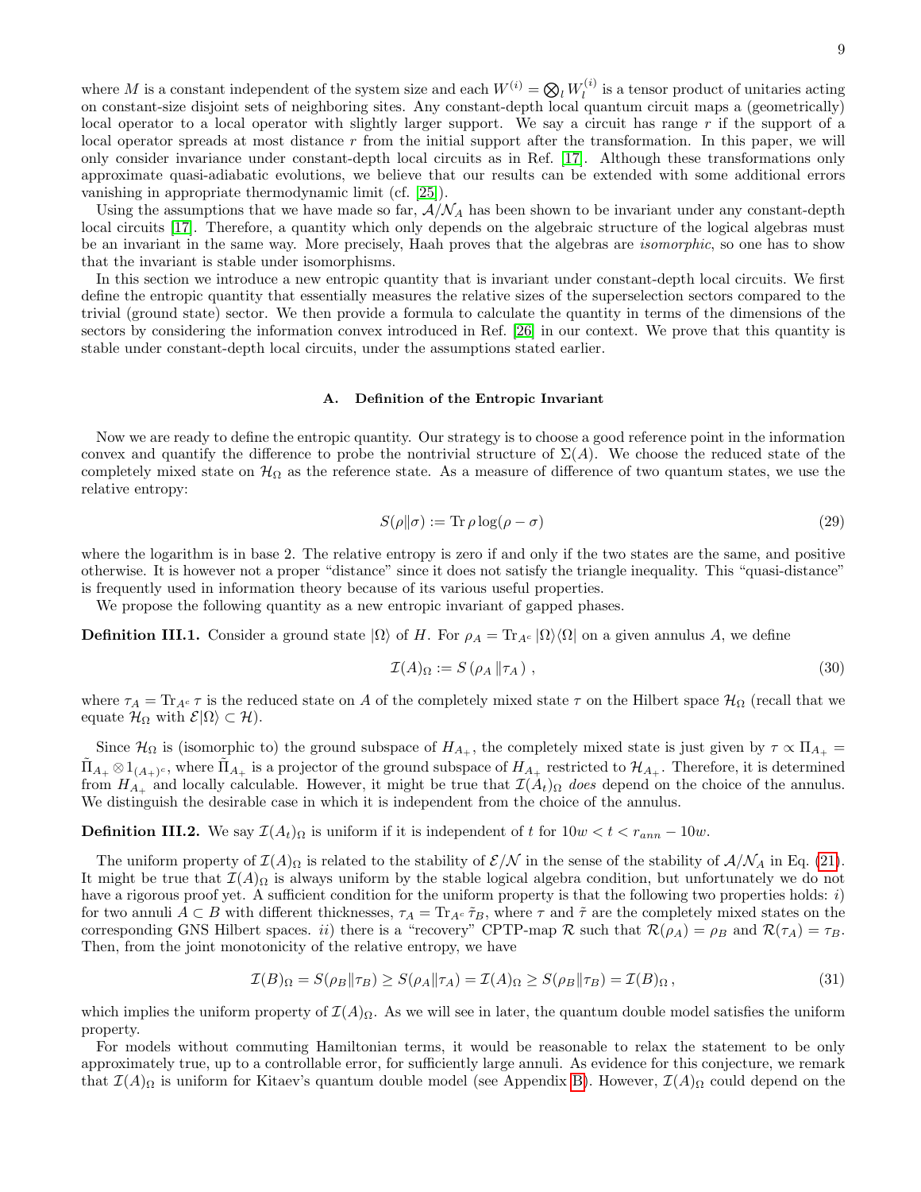where $M$ is a constant independent of the system size and each $W^{(i)} = \bigotimes_l W_l^{(i)}$ is a tensor product of unitaries acting on constant-size disjoint sets of neighboring sites. Any constant-depth local quantum circuit maps a (geometrically) local operator to a local operator with slightly larger support. We say a circuit has range $r$ if the support of a local operator spreads at most distance $r$ from the initial support after the transformation. In this paper, we will only consider invariance under constant-depth local circuits as in Ref. [17]. Although these transformations only approximate quasi-adiabatic evolutions, we believe that our results can be extended with some additional errors vanishing in appropriate thermodynamic limit (cf. [25]).

Using the assumptions that we have made so far, $\mathcal{A}/\mathcal{N}_A$ has been shown to be invariant under any constant-depth local circuits [17]. Therefore, a quantity which only depends on the algebraic structure of the logical algebras must be an invariant in the same way. More precisely, Haah proves that the algebras are *isomorphic*, so one has to show that the invariant is stable under isomorphisms.

In this section we introduce a new entropic quantity that is invariant under constant-depth local circuits. We first define the entropic quantity that essentially measures the relative sizes of the superselection sectors compared to the trivial (ground state) sector. We then provide a formula to calculate the quantity in terms of the dimensions of the sectors by considering the information convex introduced in Ref. [26] in our context. We prove that this quantity is stable under constant-depth local circuits, under the assumptions stated earlier.

### A. Definition of the Entropic Invariant

Now we are ready to define the entropic quantity. Our strategy is to choose a good reference point in the information convex and quantify the difference to probe the nontrivial structure of $\Sigma(A)$. We choose the reduced state of the completely mixed state on $\mathcal{H}_\Omega$ as the reference state. As a measure of difference of two quantum states, we use the relative entropy:

$$S(\rho\|\sigma) := \operatorname{Tr} \rho \log(\rho - \sigma) \tag{29}$$

where the logarithm is in base 2. The relative entropy is zero if and only if the two states are the same, and positive otherwise. It is however not a proper "distance" since it does not satisfy the triangle inequality. This "quasi-distance" is frequently used in information theory because of its various useful properties.

We propose the following quantity as a new entropic invariant of gapped phases.

**Definition III.1.** Consider a ground state $|\Omega\rangle$ of $H$. For $\rho_A = \operatorname{Tr}_{A^c} |\Omega\rangle\langle\Omega|$ on a given annulus $A$, we define

$$\mathcal{I}(A)_\Omega := S\left(\rho_A \| \tau_A\right), \tag{30}$$

where $\tau_A = \operatorname{Tr}_{A^c} \tau$ is the reduced state on $A$ of the completely mixed state $\tau$ on the Hilbert space $\mathcal{H}_\Omega$ (recall that we equate $\mathcal{H}_\Omega$ with $\mathcal{E}|\Omega\rangle \subset \mathcal{H}$).

Since $\mathcal{H}_\Omega$ is (isomorphic to) the ground subspace of $H_{A_+}$, the completely mixed state is just given by $\tau \propto \Pi_{A_+} = \tilde{\Pi}_{A_+} \otimes 1_{(A_+)^c}$, where $\tilde{\Pi}_{A_+}$ is a projector of the ground subspace of $H_{A_+}$ restricted to $\mathcal{H}_{A_+}$. Therefore, it is determined from $H_{A_+}$ and locally calculable. However, it might be true that $\mathcal{I}(A_t)_\Omega$ *does* depend on the choice of the annulus. We distinguish the desirable case in which it is independent from the choice of the annulus.

**Definition III.2.** We say $\mathcal{I}(A_t)_\Omega$ is uniform if it is independent of $t$ for $10w < t < r_{ann} - 10w$.

The uniform property of $\mathcal{I}(A)_\Omega$ is related to the stability of $\mathcal{E}/\mathcal{N}$ in the sense of the stability of $\mathcal{A}/\mathcal{N}_A$ in Eq. (21). It might be true that $\mathcal{I}(A)_\Omega$ is always uniform by the stable logical algebra condition, but unfortunately we do not have a rigorous proof yet. A sufficient condition for the uniform property is that the following two properties holds: *i)* for two annuli $A \subset B$ with different thicknesses, $\tau_A = \operatorname{Tr}_{A^c} \tilde{\tau}_B$, where $\tau$ and $\tilde{\tau}$ are the completely mixed states on the corresponding GNS Hilbert spaces. *ii)* there is a "recovery" CPTP-map $\mathcal{R}$ such that $\mathcal{R}(\rho_A) = \rho_B$ and $\mathcal{R}(\tau_A) = \tau_B$. Then, from the joint monotonicity of the relative entropy, we have

$$\mathcal{I}(B)_\Omega = S(\rho_B \| \tau_B) \geq S(\rho_A \| \tau_A) = \mathcal{I}(A)_\Omega \geq S(\rho_B \| \tau_B) = \mathcal{I}(B)_\Omega, \tag{31}$$

which implies the uniform property of $\mathcal{I}(A)_\Omega$. As we will see in later, the quantum double model satisfies the uniform property.

For models without commuting Hamiltonian terms, it would be reasonable to relax the statement to be only approximately true, up to a controllable error, for sufficiently large annuli. As evidence for this conjecture, we remark that $\mathcal{I}(A)_\Omega$ is uniform for Kitaev's quantum double model (see Appendix B). However, $\mathcal{I}(A)_\Omega$ could depend on the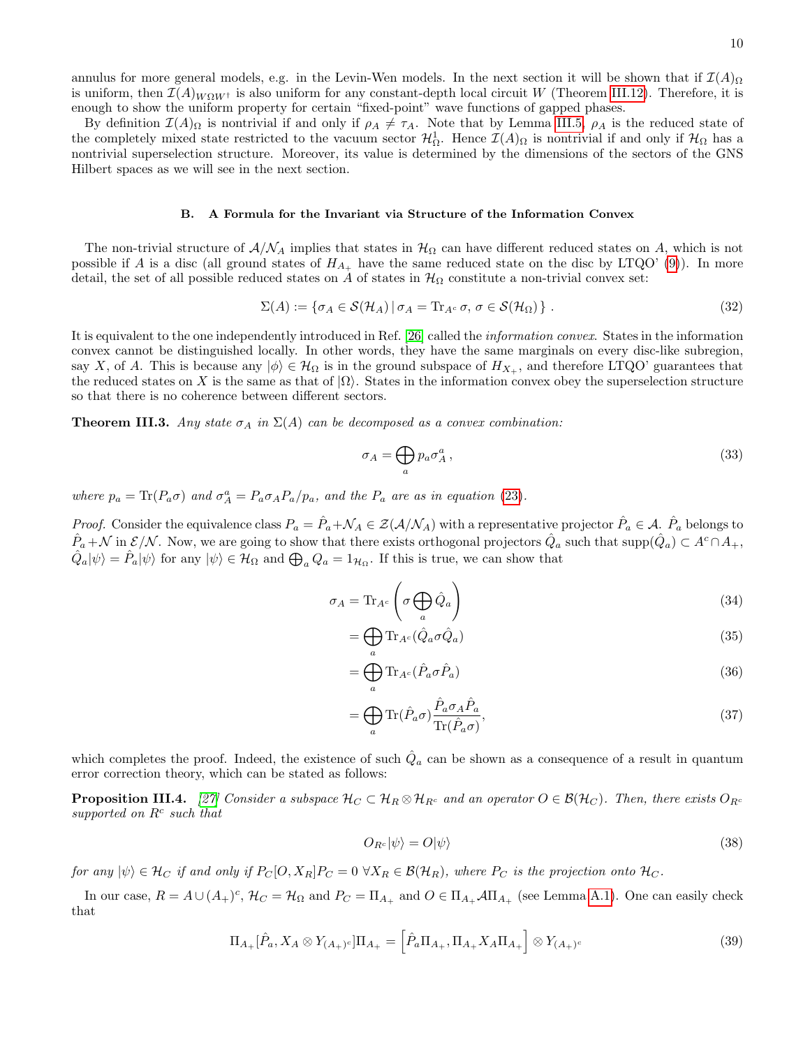annulus for more general models, e.g. in the Levin-Wen models. In the next section it will be shown that if $\mathcal{I}(A)_\Omega$ is uniform, then $\mathcal{I}(A)_{W\Omega W^\dagger}$ is also uniform for any constant-depth local circuit $W$ (Theorem III.12). Therefore, it is enough to show the uniform property for certain "fixed-point" wave functions of gapped phases.

By definition $\mathcal{I}(A)_\Omega$ is nontrivial if and only if $\rho_A \neq \tau_A$. Note that by Lemma III.5, $\rho_A$ is the reduced state of the completely mixed state restricted to the vacuum sector $\mathcal{H}^1_\Omega$. Hence $\mathcal{I}(A)_\Omega$ is nontrivial if and only if $\mathcal{H}_\Omega$ has a nontrivial superselection structure. Moreover, its value is determined by the dimensions of the sectors of the GNS Hilbert spaces as we will see in the next section.

### B. A Formula for the Invariant via Structure of the Information Convex

The non-trivial structure of $\mathcal{A}/\mathcal{N}_A$ implies that states in $\mathcal{H}_\Omega$ can have different reduced states on $A$, which is not possible if $A$ is a disc (all ground states of $H_{A_+}$ have the same reduced state on the disc by LTQO' (9)). In more detail, the set of all possible reduced states on $A$ of states in $\mathcal{H}_\Omega$ constitute a non-trivial convex set:

$$\Sigma(A) := \{\sigma_A \in \mathcal{S}(\mathcal{H}_A) \,|\, \sigma_A = \mathrm{Tr}_{A^c}\,\sigma,\ \sigma \in \mathcal{S}(\mathcal{H}_\Omega)\}\,. \tag{32}$$

It is equivalent to the one independently introduced in Ref. [26] called the *information convex*. States in the information convex cannot be distinguished locally. In other words, they have the same marginals on every disc-like subregion, say $X$, of $A$. This is because any $|\phi\rangle \in \mathcal{H}_\Omega$ is in the ground subspace of $H_{X_+}$, and therefore LTQO' guarantees that the reduced states on $X$ is the same as that of $|\Omega\rangle$. States in the information convex obey the superselection structure so that there is no coherence between different sectors.

**Theorem III.3.** *Any state $\sigma_A$ in $\Sigma(A)$ can be decomposed as a convex combination:*

$$\sigma_A = \bigoplus_a p_a \sigma_A^a\,, \tag{33}$$

*where $p_a = \mathrm{Tr}(P_a\sigma)$ and $\sigma_A^a = P_a\sigma_A P_a/p_a$, and the $P_a$ are as in equation (23).*

*Proof.* Consider the equivalence class $P_a = \hat{P}_a + \mathcal{N}_A \in \mathcal{Z}(\mathcal{A}/\mathcal{N}_A)$ with a representative projector $\hat{P}_a \in \mathcal{A}$. $\hat{P}_a$ belongs to $\hat{P}_a + \mathcal{N}$ in $\mathcal{E}/\mathcal{N}$. Now, we are going to show that there exists orthogonal projectors $\hat{Q}_a$ such that $\mathrm{supp}(\hat{Q}_a) \subset A^c \cap A_+$, $\hat{Q}_a|\psi\rangle = \hat{P}_a|\psi\rangle$ for any $|\psi\rangle \in \mathcal{H}_\Omega$ and $\bigoplus_a Q_a = 1_{\mathcal{H}_\Omega}$. If this is true, we can show that

$$\sigma_A = \mathrm{Tr}_{A^c}\left(\sigma \bigoplus_a \hat{Q}_a\right) \tag{34}$$

$$= \bigoplus_a \mathrm{Tr}_{A^c}(\hat{Q}_a \sigma \hat{Q}_a) \tag{35}$$

$$= \bigoplus_a \mathrm{Tr}_{A^c}(\hat{P}_a \sigma \hat{P}_a) \tag{36}$$

$$= \bigoplus_a \mathrm{Tr}(\hat{P}_a\sigma)\frac{\hat{P}_a\sigma_A\hat{P}_a}{\mathrm{Tr}(\hat{P}_a\sigma)}, \tag{37}$$

which completes the proof. Indeed, the existence of such $\hat{Q}_a$ can be shown as a consequence of a result in quantum error correction theory, which can be stated as follows:

**Proposition III.4.** *[27] Consider a subspace $\mathcal{H}_C \subset \mathcal{H}_R \otimes \mathcal{H}_{R^c}$ and an operator $O \in \mathcal{B}(\mathcal{H}_C)$. Then, there exists $O_{R^c}$ supported on $R^c$ such that*

$$O_{R^c}|\psi\rangle = O|\psi\rangle \tag{38}$$

*for any $|\psi\rangle \in \mathcal{H}_C$ if and only if $P_C[O, X_R]P_C = 0\ \forall X_R \in \mathcal{B}(\mathcal{H}_R)$, where $P_C$ is the projection onto $\mathcal{H}_C$.*

In our case, $R = A \cup (A_+)^c$, $\mathcal{H}_C = \mathcal{H}_\Omega$ and $P_C = \Pi_{A_+}$ and $O \in \Pi_{A_+}\mathcal{A}\Pi_{A_+}$ (see Lemma A.1). One can easily check that

$$\Pi_{A_+}[\hat{P}_a, X_A \otimes Y_{(A_+)^c}]\Pi_{A_+} = \left[\hat{P}_a\Pi_{A_+}, \Pi_{A_+}X_A\Pi_{A_+}\right] \otimes Y_{(A_+)^c} \tag{39}$$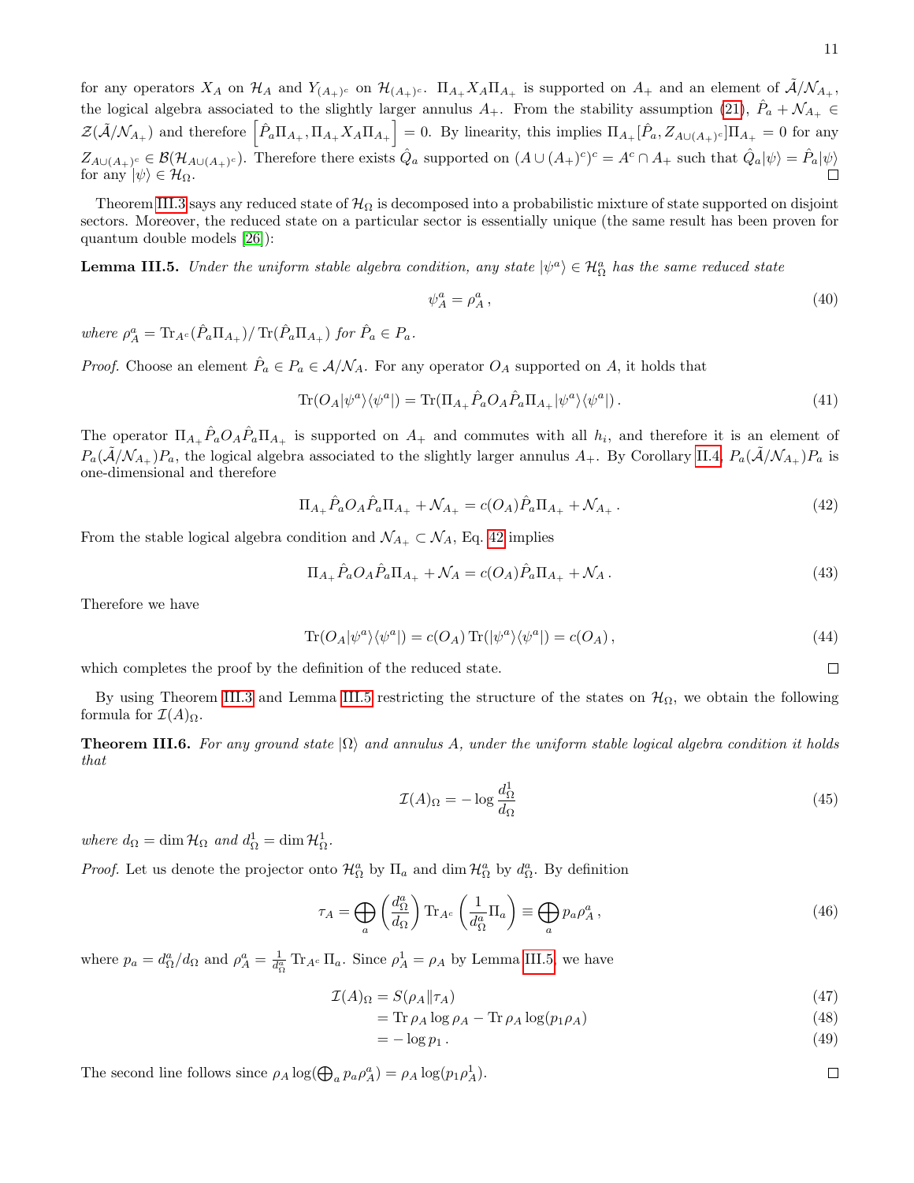for any operators $X_A$ on $\mathcal{H}_A$ and $Y_{(A_+)^c}$ on $\mathcal{H}_{(A_+)^c}$. $\Pi_{A_+} X_A \Pi_{A_+}$ is supported on $A_+$ and an element of $\tilde{\mathcal{A}}/\mathcal{N}_{A_+}$, the logical algebra associated to the slightly larger annulus $A_+$. From the stability assumption (21), $\hat{P}_a + \mathcal{N}_{A_+} \in \mathcal{Z}(\tilde{\mathcal{A}}/\mathcal{N}_{A_+})$ and therefore $\left[\hat{P}_a \Pi_{A_+}, \Pi_{A_+} X_A \Pi_{A_+}\right] = 0$. By linearity, this implies $\Pi_{A_+}[\hat{P}_a, Z_{A\cup(A_+)^c}]\Pi_{A_+} = 0$ for any $Z_{A\cup(A_+)^c} \in \mathcal{B}(\mathcal{H}_{A\cup(A_+)^c})$. Therefore there exists $\hat{Q}_a$ supported on $(A\cup(A_+)^c)^c = A^c \cap A_+$ such that $\hat{Q}_a|\psi\rangle = \hat{P}_a|\psi\rangle$ for any $|\psi\rangle \in \mathcal{H}_\Omega$. ∎

Theorem III.3 says any reduced state of $\mathcal{H}_\Omega$ is decomposed into a probabilistic mixture of state supported on disjoint sectors. Moreover, the reduced state on a particular sector is essentially unique (the same result has been proven for quantum double models [26]):

**Lemma III.5.** *Under the uniform stable algebra condition, any state $|\psi^a\rangle \in \mathcal{H}_\Omega^a$ has the same reduced state*

$$\psi_A^a = \rho_A^a\,, \tag{40}$$

*where $\rho_A^a = \mathrm{Tr}_{A^c}(\hat{P}_a \Pi_{A_+}) / \mathrm{Tr}(\hat{P}_a \Pi_{A_+})$ for $\hat{P}_a \in P_a$.*

*Proof.* Choose an element $\hat{P}_a \in P_a \in \mathcal{A}/\mathcal{N}_A$. For any operator $O_A$ supported on $A$, it holds that

$$\mathrm{Tr}(O_A|\psi^a\rangle\langle\psi^a|) = \mathrm{Tr}(\Pi_{A_+}\hat{P}_a O_A \hat{P}_a \Pi_{A_+}|\psi^a\rangle\langle\psi^a|)\,. \tag{41}$$

The operator $\Pi_{A_+}\hat{P}_a O_A \hat{P}_a \Pi_{A_+}$ is supported on $A_+$ and commutes with all $h_i$, and therefore it is an element of $P_a(\tilde{\mathcal{A}}/\mathcal{N}_{A_+})P_a$, the logical algebra associated to the slightly larger annulus $A_+$. By Corollary II.4, $P_a(\tilde{\mathcal{A}}/\mathcal{N}_{A_+})P_a$ is one-dimensional and therefore

$$\Pi_{A_+}\hat{P}_a O_A \hat{P}_a \Pi_{A_+} + \mathcal{N}_{A_+} = c(O_A)\hat{P}_a \Pi_{A_+} + \mathcal{N}_{A_+}\,. \tag{42}$$

From the stable logical algebra condition and $\mathcal{N}_{A_+} \subset \mathcal{N}_A$, Eq. 42 implies

$$\Pi_{A_+}\hat{P}_a O_A \hat{P}_a \Pi_{A_+} + \mathcal{N}_A = c(O_A)\hat{P}_a \Pi_{A_+} + \mathcal{N}_A\,. \tag{43}$$

Therefore we have

$$\mathrm{Tr}(O_A|\psi^a\rangle\langle\psi^a|) = c(O_A)\,\mathrm{Tr}(|\psi^a\rangle\langle\psi^a|) = c(O_A)\,, \tag{44}$$

which completes the proof by the definition of the reduced state. ∎

By using Theorem III.3 and Lemma III.5 restricting the structure of the states on $\mathcal{H}_\Omega$, we obtain the following formula for $\mathcal{I}(A)_\Omega$.

**Theorem III.6.** *For any ground state $|\Omega\rangle$ and annulus $A$, under the uniform stable logical algebra condition it holds that*

$$\mathcal{I}(A)_\Omega = -\log\frac{d_\Omega^1}{d_\Omega} \tag{45}$$

*where $d_\Omega = \dim\mathcal{H}_\Omega$ and $d_\Omega^1 = \dim\mathcal{H}_\Omega^1$.*

*Proof.* Let us denote the projector onto $\mathcal{H}_\Omega^a$ by $\Pi_a$ and $\dim\mathcal{H}_\Omega^a$ by $d_\Omega^a$. By definition

$$\tau_A = \bigoplus_a \left(\frac{d_\Omega^a}{d_\Omega}\right)\mathrm{Tr}_{A^c}\left(\frac{1}{d_\Omega^a}\Pi_a\right) \equiv \bigoplus_a p_a \rho_A^a\,, \tag{46}$$

where $p_a = d_\Omega^a/d_\Omega$ and $\rho_A^a = \frac{1}{d_\Omega^a}\mathrm{Tr}_{A^c}\Pi_a$. Since $\rho_A^1 = \rho_A$ by Lemma III.5, we have

$$\begin{aligned}
\mathcal{I}(A)_\Omega &= S(\rho_A\|\tau_A) &(47)\\
&= \mathrm{Tr}\,\rho_A\log\rho_A - \mathrm{Tr}\,\rho_A\log(p_1\rho_A) &(48)\\
&= -\log p_1\,. &(49)
\end{aligned}$$

The second line follows since $\rho_A\log(\bigoplus_a p_a\rho_A^a) = \rho_A\log(p_1\rho_A^1)$. ∎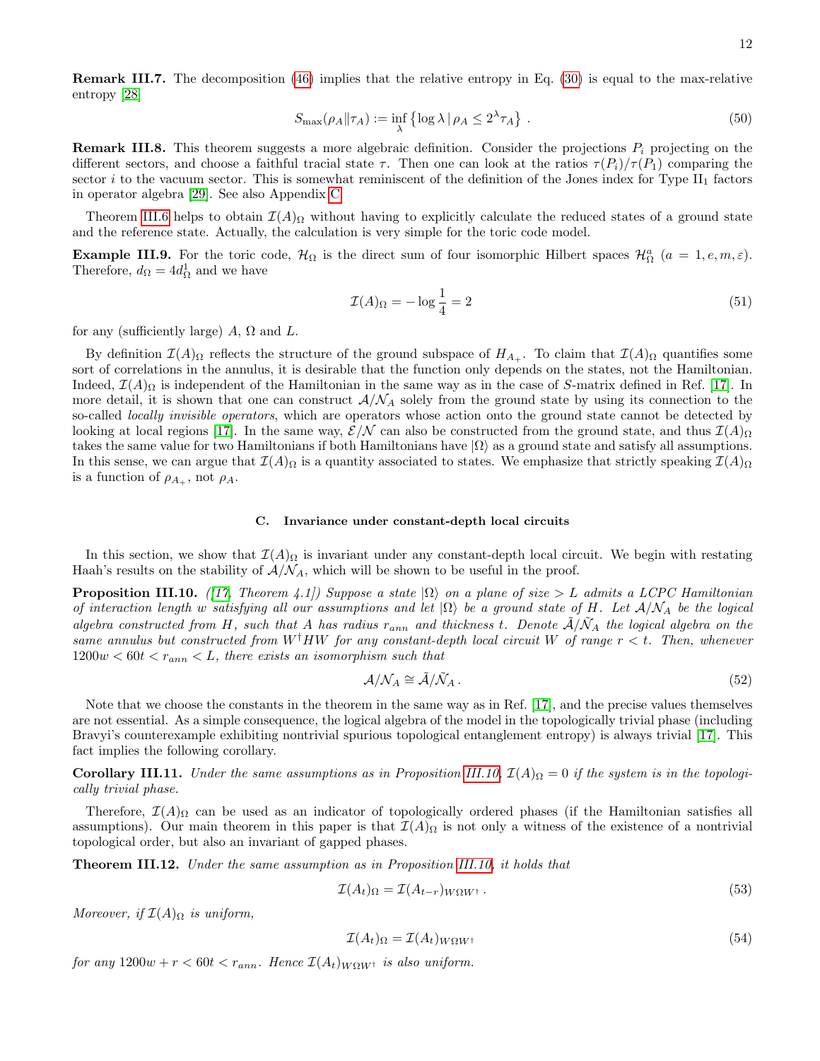**Remark III.7.** The decomposition (46) implies that the relative entropy in Eq. (30) is equal to the max-relative entropy [28]

$$S_{\max}(\rho_A \| \tau_A) := \inf_{\lambda} \left\{ \log \lambda \,|\, \rho_A \leq 2^{\lambda} \tau_A \right\} . \tag{50}$$

**Remark III.8.** This theorem suggests a more algebraic definition. Consider the projections $P_i$ projecting on the different sectors, and choose a faithful tracial state $\tau$. Then one can look at the ratios $\tau(P_i)/\tau(P_1)$ comparing the sector $i$ to the vacuum sector. This is somewhat reminiscent of the definition of the Jones index for Type $\mathrm{II}_1$ factors in operator algebra [29]. See also Appendix C.

Theorem III.6 helps to obtain $\mathcal{I}(A)_\Omega$ without having to explicitly calculate the reduced states of a ground state and the reference state. Actually, the calculation is very simple for the toric code model.

**Example III.9.** For the toric code, $\mathcal{H}_\Omega$ is the direct sum of four isomorphic Hilbert spaces $\mathcal{H}_\Omega^a$ $(a = 1, e, m, \varepsilon)$. Therefore, $d_\Omega = 4 d_\Omega^1$ and we have

$$\mathcal{I}(A)_\Omega = -\log \frac{1}{4} = 2 \tag{51}$$

for any (sufficiently large) $A$, $\Omega$ and $L$.

By definition $\mathcal{I}(A)_\Omega$ reflects the structure of the ground subspace of $H_{A_+}$. To claim that $\mathcal{I}(A)_\Omega$ quantifies some sort of correlations in the annulus, it is desirable that the function only depends on the states, not the Hamiltonian. Indeed, $\mathcal{I}(A)_\Omega$ is independent of the Hamiltonian in the same way as in the case of $S$-matrix defined in Ref. [17]. In more detail, it is shown that one can construct $\mathcal{A}/\mathcal{N}_A$ solely from the ground state by using its connection to the so-called *locally invisible operators*, which are operators whose action onto the ground state cannot be detected by looking at local regions [17]. In the same way, $\mathcal{E}/\mathcal{N}$ can also be constructed from the ground state, and thus $\mathcal{I}(A)_\Omega$ takes the same value for two Hamiltonians if both Hamiltonians have $|\Omega\rangle$ as a ground state and satisfy all assumptions. In this sense, we can argue that $\mathcal{I}(A)_\Omega$ is a quantity associated to states. We emphasize that strictly speaking $\mathcal{I}(A)_\Omega$ is a function of $\rho_{A_+}$, not $\rho_A$.

### C. Invariance under constant-depth local circuits

In this section, we show that $\mathcal{I}(A)_\Omega$ is invariant under any constant-depth local circuit. We begin with restating Haah's results on the stability of $\mathcal{A}/\mathcal{N}_A$, which will be shown to be useful in the proof.

**Proposition III.10.** *([17, Theorem 4.1]) Suppose a state $|\Omega\rangle$ on a plane of size $> L$ admits a LCPC Hamiltonian of interaction length $w$ satisfying all our assumptions and let $|\Omega\rangle$ be a ground state of $H$. Let $\mathcal{A}/\mathcal{N}_A$ be the logical algebra constructed from $H$, such that $A$ has radius $r_{ann}$ and thickness $t$. Denote $\tilde{\mathcal{A}}/\tilde{\mathcal{N}}_A$ the logical algebra on the same annulus but constructed from $W^\dagger H W$ for any constant-depth local circuit $W$ of range $r < t$. Then, whenever $1200w < 60t < r_{ann} < L$, there exists an isomorphism such that*

$$\mathcal{A}/\mathcal{N}_A \cong \tilde{\mathcal{A}}/\tilde{\mathcal{N}}_A\,. \tag{52}$$

Note that we choose the constants in the theorem in the same way as in Ref. [17], and the precise values themselves are not essential. As a simple consequence, the logical algebra of the model in the topologically trivial phase (including Bravyi's counterexample exhibiting nontrivial spurious topological entanglement entropy) is always trivial [17]. This fact implies the following corollary.

**Corollary III.11.** *Under the same assumptions as in Proposition III.10, $\mathcal{I}(A)_\Omega = 0$ if the system is in the topologically trivial phase.*

Therefore, $\mathcal{I}(A)_\Omega$ can be used as an indicator of topologically ordered phases (if the Hamiltonian satisfies all assumptions). Our main theorem in this paper is that $\mathcal{I}(A)_\Omega$ is not only a witness of the existence of a nontrivial topological order, but also an invariant of gapped phases.

**Theorem III.12.** *Under the same assumption as in Proposition III.10, it holds that*

$$\mathcal{I}(A_t)_\Omega = \mathcal{I}(A_{t-r})_{W\Omega W^\dagger}\,. \tag{53}$$

*Moreover, if $\mathcal{I}(A)_\Omega$ is uniform,*

$$\mathcal{I}(A_t)_\Omega = \mathcal{I}(A_t)_{W\Omega W^\dagger} \tag{54}$$

*for any $1200w + r < 60t < r_{ann}$. Hence $\mathcal{I}(A_t)_{W\Omega W^\dagger}$ is also uniform.*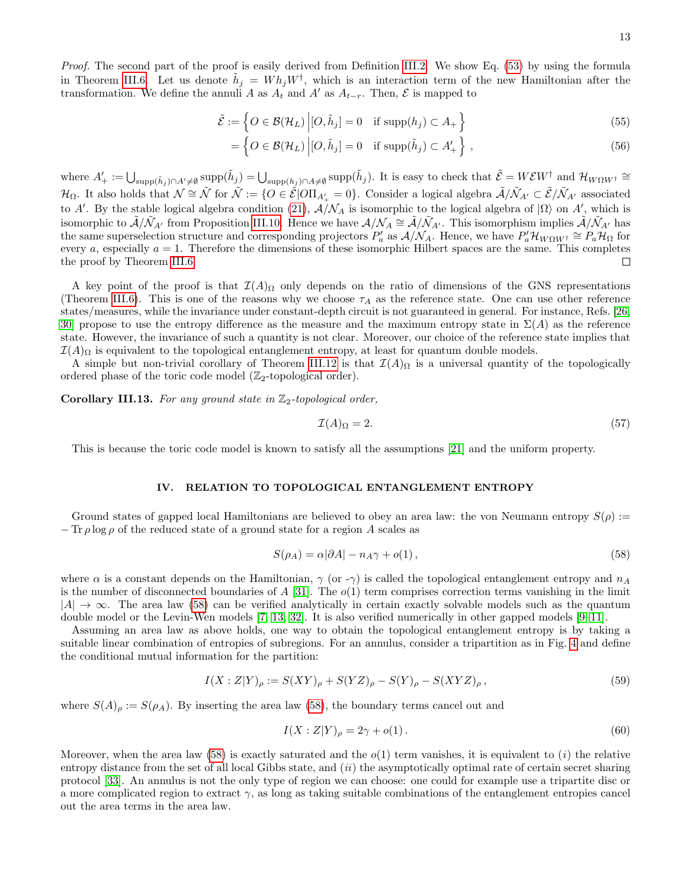*Proof.* The second part of the proof is easily derived from Definition III.2. We show Eq. (53) by using the formula in Theorem III.6. Let us denote $\tilde{h}_j = W h_j W^\dagger$, which is an interaction term of the new Hamiltonian after the transformation. We define the annuli $A$ as $A_t$ and $A'$ as $A_{t-r}$. Then, $\mathcal{E}$ is mapped to

$$\tilde{\mathcal{E}} := \left\{ O \in \mathcal{B}(\mathcal{H}_L) \,\middle|\, [O, \tilde{h}_j] = 0 \quad \text{if } \operatorname{supp}(h_j) \subset A_+ \right\} \tag{55}$$

$$= \left\{ O \in \mathcal{B}(\mathcal{H}_L) \,\middle|\, [O, \tilde{h}_j] = 0 \quad \text{if } \operatorname{supp}(\tilde{h}_j) \subset A'_+ \right\}, \tag{56}$$

where $A'_+ := \bigcup_{\operatorname{supp}(\tilde{h}_j)\cap A' \neq \emptyset} \operatorname{supp}(\tilde{h}_j) = \bigcup_{\operatorname{supp}(h_j)\cap A \neq \emptyset} \operatorname{supp}(\tilde{h}_j)$. It is easy to check that $\tilde{\mathcal{E}} = W\mathcal{E}W^\dagger$ and $\mathcal{H}_{W\Omega W^\dagger} \cong \mathcal{H}_\Omega$. It also holds that $\mathcal{N} \cong \tilde{\mathcal{N}}$ for $\tilde{\mathcal{N}} := \{O \in \tilde{\mathcal{E}} | O\Pi_{A'_+} = 0\}$. Consider a logical algebra $\tilde{\mathcal{A}}/\tilde{\mathcal{N}}_{A'} \subset \tilde{\mathcal{E}}/\tilde{\mathcal{N}}_{A'}$ associated to $A'$. By the stable logical algebra condition (21), $\mathcal{A}/\mathcal{N}_A$ is isomorphic to the logical algebra of $|\Omega\rangle$ on $A'$, which is isomorphic to $\tilde{\mathcal{A}}/\tilde{\mathcal{N}}_{A'}$ from Proposition III.10. Hence we have $\mathcal{A}/\mathcal{N}_A \cong \tilde{\mathcal{A}}/\tilde{\mathcal{N}}_{A'}$. This isomorphism implies $\tilde{\mathcal{A}}/\tilde{\mathcal{N}}_{A'}$ has the same superselection structure and corresponding projectors $P'_a$ as $\mathcal{A}/\mathcal{N}_A$. Hence, we have $P'_a \mathcal{H}_{W\Omega W^\dagger} \cong P_a \mathcal{H}_\Omega$ for every $a$, especially $a = 1$. Therefore the dimensions of these isomorphic Hilbert spaces are the same. This completes the proof by Theorem III.6. ◻

A key point of the proof is that $\mathcal{I}(A)_\Omega$ only depends on the ratio of dimensions of the GNS representations (Theorem III.6). This is one of the reasons why we choose $\tau_A$ as the reference state. One can use other reference states/measures, while the invariance under constant-depth circuit is not guaranteed in general. For instance, Refs. [26, 30] propose to use the entropy difference as the measure and the maximum entropy state in $\Sigma(A)$ as the reference state. However, the invariance of such a quantity is not clear. Moreover, our choice of the reference state implies that $\mathcal{I}(A)_\Omega$ is equivalent to the topological entanglement entropy, at least for quantum double models.

A simple but non-trivial corollary of Theorem III.12 is that $\mathcal{I}(A)_\Omega$ is a universal quantity of the topologically ordered phase of the toric code model ($\mathbb{Z}_2$-topological order).

**Corollary III.13.** *For any ground state in $\mathbb{Z}_2$-topological order,*

$$\mathcal{I}(A)_\Omega = 2. \tag{57}$$

This is because the toric code model is known to satisfy all the assumptions [21] and the uniform property.

## IV. RELATION TO TOPOLOGICAL ENTANGLEMENT ENTROPY

Ground states of gapped local Hamiltonians are believed to obey an area law: the von Neumann entropy $S(\rho) := -\operatorname{Tr}\rho\log\rho$ of the reduced state of a ground state for a region $A$ scales as

$$S(\rho_A) = \alpha|\partial A| - n_A\gamma + o(1), \tag{58}$$

where $\alpha$ is a constant depends on the Hamiltonian, $\gamma$ (or -$\gamma$) is called the topological entanglement entropy and $n_A$ is the number of disconnected boundaries of $A$ [31]. The $o(1)$ term comprises correction terms vanishing in the limit $|A| \to \infty$. The area law (58) can be verified analytically in certain exactly solvable models such as the quantum double model or the Levin-Wen models [7, 13, 32]. It is also verified numerically in other gapped models [9–11].

Assuming an area law as above holds, one way to obtain the topological entanglement entropy is by taking a suitable linear combination of entropies of subregions. For an annulus, consider a tripartition as in Fig. 4 and define the conditional mutual information for the partition:

$$I(X:Z|Y)_\rho := S(XY)_\rho + S(YZ)_\rho - S(Y)_\rho - S(XYZ)_\rho, \tag{59}$$

where $S(A)_\rho := S(\rho_A)$. By inserting the area law (58), the boundary terms cancel out and

$$I(X:Z|Y)_\rho = 2\gamma + o(1). \tag{60}$$

Moreover, when the area law (58) is exactly saturated and the $o(1)$ term vanishes, it is equivalent to $(i)$ the relative entropy distance from the set of all local Gibbs state, and $(ii)$ the asymptotically optimal rate of certain secret sharing protocol [33]. An annulus is not the only type of region we can choose: one could for example use a tripartite disc or a more complicated region to extract $\gamma$, as long as taking suitable combinations of the entanglement entropies cancel out the area terms in the area law.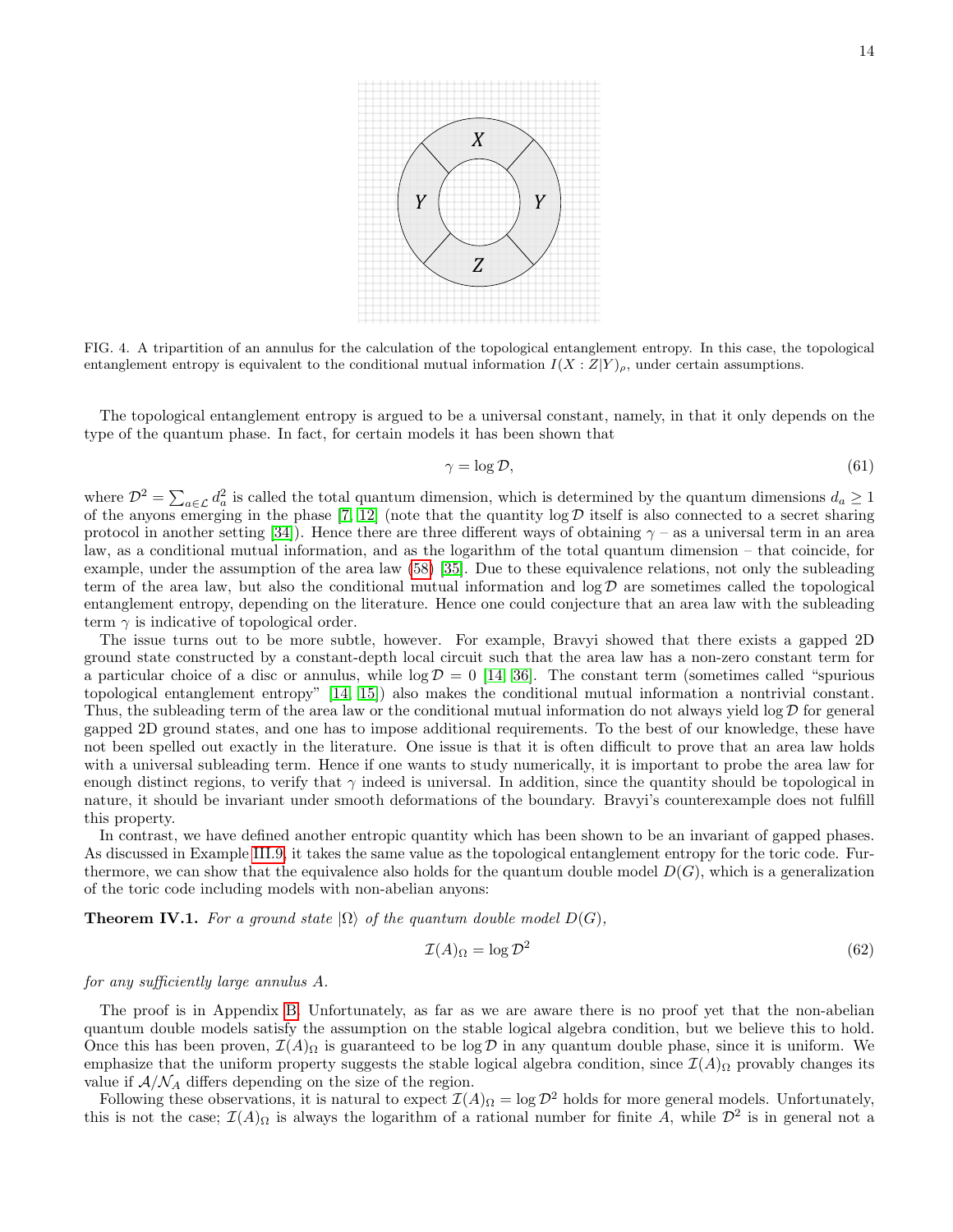X

Y

Y

Z

FIG. 4. A tripartition of an annulus for the calculation of the topological entanglement entropy. In this case, the topological entanglement entropy is equivalent to the conditional mutual information $I(X:Z|Y)_\rho$, under certain assumptions.

The topological entanglement entropy is argued to be a universal constant, namely, in that it only depends on the type of the quantum phase. In fact, for certain models it has been shown that

$$\gamma = \log \mathcal{D}, \tag{61}$$

where $\mathcal{D}^2 = \sum_{a\in\mathcal{L}} d_a^2$ is called the total quantum dimension, which is determined by the quantum dimensions $d_a \geq 1$ of the anyons emerging in the phase [7, 12] (note that the quantity $\log \mathcal{D}$ itself is also connected to a secret sharing protocol in another setting [34]). Hence there are three different ways of obtaining $\gamma$ – as a universal term in an area law, as a conditional mutual information, and as the logarithm of the total quantum dimension – that coincide, for example, under the assumption of the area law (58) [35]. Due to these equivalence relations, not only the subleading term of the area law, but also the conditional mutual information and $\log \mathcal{D}$ are sometimes called the topological entanglement entropy, depending on the literature. Hence one could conjecture that an area law with the subleading term $\gamma$ is indicative of topological order.

The issue turns out to be more subtle, however. For example, Bravyi showed that there exists a gapped 2D ground state constructed by a constant-depth local circuit such that the area law has a non-zero constant term for a particular choice of a disc or annulus, while $\log \mathcal{D} = 0$ [14, 36]. The constant term (sometimes called "spurious topological entanglement entropy" [14, 15]) also makes the conditional mutual information a nontrivial constant. Thus, the subleading term of the area law or the conditional mutual information do not always yield $\log \mathcal{D}$ for general gapped 2D ground states, and one has to impose additional requirements. To the best of our knowledge, these have not been spelled out exactly in the literature. One issue is that it is often difficult to prove that an area law holds with a universal subleading term. Hence if one wants to study numerically, it is important to probe the area law for enough distinct regions, to verify that $\gamma$ indeed is universal. In addition, since the quantity should be topological in nature, it should be invariant under smooth deformations of the boundary. Bravyi's counterexample does not fulfill this property.

In contrast, we have defined another entropic quantity which has been shown to be an invariant of gapped phases. As discussed in Example III.9, it takes the same value as the topological entanglement entropy for the toric code. Furthermore, we can show that the equivalence also holds for the quantum double model $D(G)$, which is a generalization of the toric code including models with non-abelian anyons:

**Theorem IV.1.** *For a ground state $|\Omega\rangle$ of the quantum double model $D(G)$,*

$$\mathcal{I}(A)_\Omega = \log \mathcal{D}^2 \tag{62}$$

*for any sufficiently large annulus $A$.*

The proof is in Appendix B. Unfortunately, as far as we are aware there is no proof yet that the non-abelian quantum double models satisfy the assumption on the stable logical algebra condition, but we believe this to hold. Once this has been proven, $\mathcal{I}(A)_\Omega$ is guaranteed to be $\log \mathcal{D}$ in any quantum double phase, since it is uniform. We emphasize that the uniform property suggests the stable logical algebra condition, since $\mathcal{I}(A)_\Omega$ provably changes its value if $\mathcal{A}/\mathcal{N}_A$ differs depending on the size of the region.

Following these observations, it is natural to expect $\mathcal{I}(A)_\Omega = \log \mathcal{D}^2$ holds for more general models. Unfortunately, this is not the case; $\mathcal{I}(A)_\Omega$ is always the logarithm of a rational number for finite $A$, while $\mathcal{D}^2$ is in general not a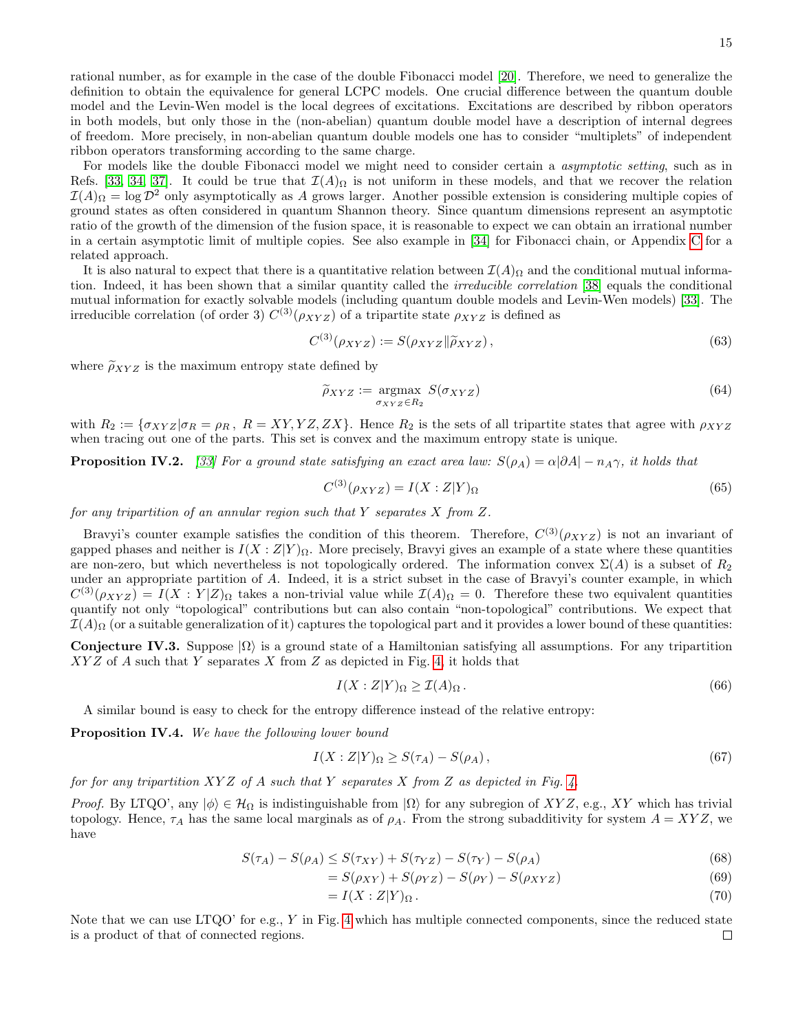rational number, as for example in the case of the double Fibonacci model [20]. Therefore, we need to generalize the definition to obtain the equivalence for general LCPC models. One crucial difference between the quantum double model and the Levin-Wen model is the local degrees of excitations. Excitations are described by ribbon operators in both models, but only those in the (non-abelian) quantum double model have a description of internal degrees of freedom. More precisely, in non-abelian quantum double models one has to consider "multiplets" of independent ribbon operators transforming according to the same charge.

For models like the double Fibonacci model we might need to consider certain a *asymptotic setting*, such as in Refs. [33, 34, 37]. It could be true that $\mathcal{I}(A)_\Omega$ is not uniform in these models, and that we recover the relation $\mathcal{I}(A)_\Omega = \log \mathcal{D}^2$ only asymptotically as $A$ grows larger. Another possible extension is considering multiple copies of ground states as often considered in quantum Shannon theory. Since quantum dimensions represent an asymptotic ratio of the growth of the dimension of the fusion space, it is reasonable to expect we can obtain an irrational number in a certain asymptotic limit of multiple copies. See also example in [34] for Fibonacci chain, or Appendix C for a related approach.

It is also natural to expect that there is a quantitative relation between $\mathcal{I}(A)_\Omega$ and the conditional mutual information. Indeed, it has been shown that a similar quantity called the *irreducible correlation* [38] equals the conditional mutual information for exactly solvable models (including quantum double models and Levin-Wen models) [33]. The irreducible correlation (of order 3) $C^{(3)}(\rho_{XYZ})$ of a tripartite state $\rho_{XYZ}$ is defined as

$$C^{(3)}(\rho_{XYZ}) := S(\rho_{XYZ} \| \widetilde{\rho}_{XYZ}), \tag{63}$$

where $\widetilde{\rho}_{XYZ}$ is the maximum entropy state defined by

$$\widetilde{\rho}_{XYZ} := \underset{\sigma_{XYZ} \in R_2}{\operatorname{argmax}} \; S(\sigma_{XYZ}) \tag{64}$$

with $R_2 := \{\sigma_{XYZ} | \sigma_R = \rho_R \,,\; R = XY, YZ, ZX\}$. Hence $R_2$ is the sets of all tripartite states that agree with $\rho_{XYZ}$ when tracing out one of the parts. This set is convex and the maximum entropy state is unique.

**Proposition IV.2.** *[33] For a ground state satisfying an exact area law: $S(\rho_A) = \alpha|\partial A| - n_A\gamma$, it holds that*

$$C^{(3)}(\rho_{XYZ}) = I(X : Z|Y)_\Omega \tag{65}$$

*for any tripartition of an annular region such that $Y$ separates $X$ from $Z$.*

Bravyi's counter example satisfies the condition of this theorem. Therefore, $C^{(3)}(\rho_{XYZ})$ is not an invariant of gapped phases and neither is $I(X : Z|Y)_\Omega$. More precisely, Bravyi gives an example of a state where these quantities are non-zero, but which nevertheless is not topologically ordered. The information convex $\Sigma(A)$ is a subset of $R_2$ under an appropriate partition of $A$. Indeed, it is a strict subset in the case of Bravyi's counter example, in which $C^{(3)}(\rho_{XYZ}) = I(X : Y|Z)_\Omega$ takes a non-trivial value while $\mathcal{I}(A)_\Omega = 0$. Therefore these two equivalent quantities quantify not only "topological" contributions but can also contain "non-topological" contributions. We expect that $\mathcal{I}(A)_\Omega$ (or a suitable generalization of it) captures the topological part and it provides a lower bound of these quantities:

**Conjecture IV.3.** Suppose $|\Omega\rangle$ is a ground state of a Hamiltonian satisfying all assumptions. For any tripartition $XYZ$ of $A$ such that $Y$ separates $X$ from $Z$ as depicted in Fig. 4, it holds that

$$I(X : Z|Y)_\Omega \geq \mathcal{I}(A)_\Omega \,. \tag{66}$$

A similar bound is easy to check for the entropy difference instead of the relative entropy:

**Proposition IV.4.** *We have the following lower bound*

$$I(X : Z|Y)_\Omega \geq S(\tau_A) - S(\rho_A)\,, \tag{67}$$

*for for any tripartition $XYZ$ of $A$ such that $Y$ separates $X$ from $Z$ as depicted in Fig. 4.*

*Proof.* By LTQO', any $|\phi\rangle \in \mathcal{H}_\Omega$ is indistinguishable from $|\Omega\rangle$ for any subregion of $XYZ$, e.g., $XY$ which has trivial topology. Hence, $\tau_A$ has the same local marginals as of $\rho_A$. From the strong subadditivity for system $A = XYZ$, we have

$$S(\tau_A) - S(\rho_A) \leq S(\tau_{XY}) + S(\tau_{YZ}) - S(\tau_Y) - S(\rho_A) \tag{68}$$

$$= S(\rho_{XY}) + S(\rho_{YZ}) - S(\rho_Y) - S(\rho_{XYZ}) \tag{69}$$

$$= I(X : Z|Y)_\Omega \,. \tag{70}$$

Note that we can use LTQO' for e.g., $Y$ in Fig. 4 which has multiple connected components, since the reduced state is a product of that of connected regions. □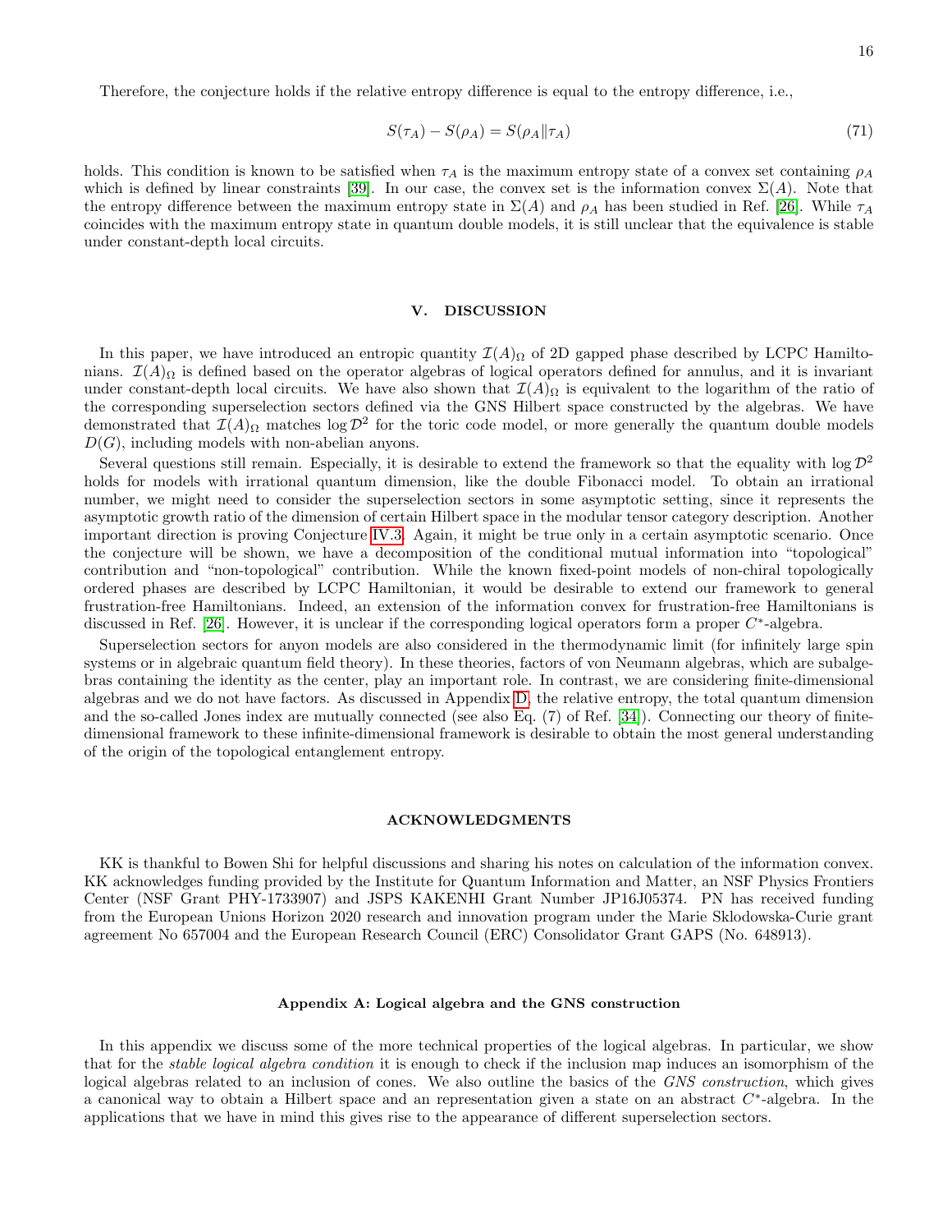Therefore, the conjecture holds if the relative entropy difference is equal to the entropy difference, i.e.,

$$S(\tau_A) - S(\rho_A) = S(\rho_A \| \tau_A) \tag{71}$$

holds. This condition is known to be satisfied when $\tau_A$ is the maximum entropy state of a convex set containing $\rho_A$ which is defined by linear constraints [39]. In our case, the convex set is the information convex $\Sigma(A)$. Note that the entropy difference between the maximum entropy state in $\Sigma(A)$ and $\rho_A$ has been studied in Ref. [26]. While $\tau_A$ coincides with the maximum entropy state in quantum double models, it is still unclear that the equivalence is stable under constant-depth local circuits.

## V. DISCUSSION

In this paper, we have introduced an entropic quantity $\mathcal{I}(A)_\Omega$ of 2D gapped phase described by LCPC Hamiltonians. $\mathcal{I}(A)_\Omega$ is defined based on the operator algebras of logical operators defined for annulus, and it is invariant under constant-depth local circuits. We have also shown that $\mathcal{I}(A)_\Omega$ is equivalent to the logarithm of the ratio of the corresponding superselection sectors defined via the GNS Hilbert space constructed by the algebras. We have demonstrated that $\mathcal{I}(A)_\Omega$ matches $\log \mathcal{D}^2$ for the toric code model, or more generally the quantum double models $D(G)$, including models with non-abelian anyons.

Several questions still remain. Especially, it is desirable to extend the framework so that the equality with $\log \mathcal{D}^2$ holds for models with irrational quantum dimension, like the double Fibonacci model. To obtain an irrational number, we might need to consider the superselection sectors in some asymptotic setting, since it represents the asymptotic growth ratio of the dimension of certain Hilbert space in the modular tensor category description. Another important direction is proving Conjecture IV.3. Again, it might be true only in a certain asymptotic scenario. Once the conjecture will be shown, we have a decomposition of the conditional mutual information into "topological" contribution and "non-topological" contribution. While the known fixed-point models of non-chiral topologically ordered phases are described by LCPC Hamiltonian, it would be desirable to extend our framework to general frustration-free Hamiltonians. Indeed, an extension of the information convex for frustration-free Hamiltonians is discussed in Ref. [26]. However, it is unclear if the corresponding logical operators form a proper $C^*$-algebra.

Superselection sectors for anyon models are also considered in the thermodynamic limit (for infinitely large spin systems or in algebraic quantum field theory). In these theories, factors of von Neumann algebras, which are subalgebras containing the identity as the center, play an important role. In contrast, we are considering finite-dimensional algebras and we do not have factors. As discussed in Appendix D, the relative entropy, the total quantum dimension and the so-called Jones index are mutually connected (see also Eq. (7) of Ref. [34]). Connecting our theory of finite-dimensional framework to these infinite-dimensional framework is desirable to obtain the most general understanding of the origin of the topological entanglement entropy.

## ACKNOWLEDGMENTS

KK is thankful to Bowen Shi for helpful discussions and sharing his notes on calculation of the information convex. KK acknowledges funding provided by the Institute for Quantum Information and Matter, an NSF Physics Frontiers Center (NSF Grant PHY-1733907) and JSPS KAKENHI Grant Number JP16J05374. PN has received funding from the European Unions Horizon 2020 research and innovation program under the Marie Sklodowska-Curie grant agreement No 657004 and the European Research Council (ERC) Consolidator Grant GAPS (No. 648913).

### Appendix A: Logical algebra and the GNS construction

In this appendix we discuss some of the more technical properties of the logical algebras. In particular, we show that for the *stable logical algebra condition* it is enough to check if the inclusion map induces an isomorphism of the logical algebras related to an inclusion of cones. We also outline the basics of the *GNS construction*, which gives a canonical way to obtain a Hilbert space and an representation given a state on an abstract $C^*$-algebra. In the applications that we have in mind this gives rise to the appearance of different superselection sectors.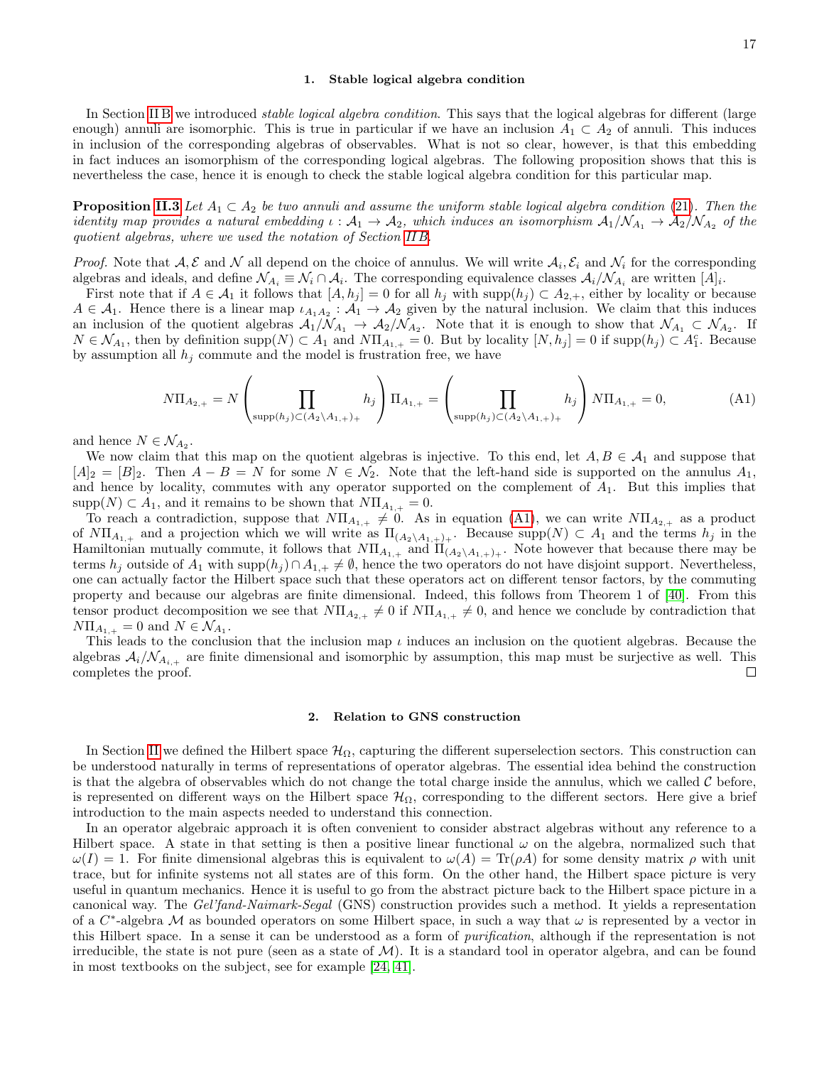### 1. Stable logical algebra condition

In Section II B we introduced *stable logical algebra condition*. This says that the logical algebras for different (large enough) annuli are isomorphic. This is true in particular if we have an inclusion $A_1 \subset A_2$ of annuli. This induces in inclusion of the corresponding algebras of observables. What is not so clear, however, is that this embedding in fact induces an isomorphism of the corresponding logical algebras. The following proposition shows that this is nevertheless the case, hence it is enough to check the stable logical algebra condition for this particular map.

**Proposition II.3** *Let $A_1 \subset A_2$ be two annuli and assume the uniform stable logical algebra condition (21). Then the identity map provides a natural embedding $\iota : \mathcal{A}_1 \to \mathcal{A}_2$, which induces an isomorphism $\mathcal{A}_1/\mathcal{N}_{A_1} \to \mathcal{A}_2/\mathcal{N}_{A_2}$ of the quotient algebras, where we used the notation of Section II B.*

*Proof.* Note that $\mathcal{A}, \mathcal{E}$ and $\mathcal{N}$ all depend on the choice of annulus. We will write $\mathcal{A}_i, \mathcal{E}_i$ and $\mathcal{N}_i$ for the corresponding algebras and ideals, and define $\mathcal{N}_{A_i} \equiv \mathcal{N}_i \cap \mathcal{A}_i$. The corresponding equivalence classes $\mathcal{A}_i/\mathcal{N}_{A_i}$ are written $[A]_i$.

First note that if $A \in \mathcal{A}_1$ it follows that $[A, h_j] = 0$ for all $h_j$ with $\operatorname{supp}(h_j) \subset A_{2,+}$, either by locality or because $A \in \mathcal{A}_1$. Hence there is a linear map $\iota_{A_1 A_2} : \mathcal{A}_1 \to \mathcal{A}_2$ given by the natural inclusion. We claim that this induces an inclusion of the quotient algebras $\mathcal{A}_1/\mathcal{N}_{A_1} \to \mathcal{A}_2/\mathcal{N}_{A_2}$. Note that it is enough to show that $\mathcal{N}_{A_1} \subset \mathcal{N}_{A_2}$. If $N \in \mathcal{N}_{A_1}$, then by definition $\operatorname{supp}(N) \subset A_1$ and $N\Pi_{A_{1,+}} = 0$. But by locality $[N, h_j] = 0$ if $\operatorname{supp}(h_j) \subset A_1^c$. Because by assumption all $h_j$ commute and the model is frustration free, we have

$$N\Pi_{A_{2,+}} = N \left( \prod_{\operatorname{supp}(h_j) \subset (A_2 \setminus A_{1,+})_+} h_j \right) \Pi_{A_{1,+}} = \left( \prod_{\operatorname{supp}(h_j) \subset (A_2 \setminus A_{1,+})_+} h_j \right) N\Pi_{A_{1,+}} = 0, \tag{A1}$$

and hence $N \in \mathcal{N}_{A_2}$.

We now claim that this map on the quotient algebras is injective. To this end, let $A, B \in \mathcal{A}_1$ and suppose that $[A]_2 = [B]_2$. Then $A - B = N$ for some $N \in \mathcal{N}_2$. Note that the left-hand side is supported on the annulus $A_1$, and hence by locality, commutes with any operator supported on the complement of $A_1$. But this implies that $\operatorname{supp}(N) \subset A_1$, and it remains to be shown that $N\Pi_{A_{1,+}} = 0$.

To reach a contradiction, suppose that $N\Pi_{A_{1,+}} \neq 0$. As in equation (A1), we can write $N\Pi_{A_{2,+}}$ as a product of $N\Pi_{A_{1,+}}$ and a projection which we will write as $\Pi_{(A_2 \setminus A_{1,+})_+}$. Because $\operatorname{supp}(N) \subset A_1$ and the terms $h_j$ in the Hamiltonian mutually commute, it follows that $N\Pi_{A_{1,+}}$ and $\Pi_{(A_2 \setminus A_{1,+})_+}$. Note however that because there may be terms $h_j$ outside of $A_1$ with $\operatorname{supp}(h_j) \cap A_{1,+} \neq \emptyset$, hence the two operators do not have disjoint support. Nevertheless, one can actually factor the Hilbert space such that these operators act on different tensor factors, by the commuting property and because our algebras are finite dimensional. Indeed, this follows from Theorem 1 of [40]. From this tensor product decomposition we see that $N\Pi_{A_{2,+}} \neq 0$ if $N\Pi_{A_{1,+}} \neq 0$, and hence we conclude by contradiction that $N\Pi_{A_{1,+}} = 0$ and $N \in \mathcal{N}_{A_1}$.

This leads to the conclusion that the inclusion map $\iota$ induces an inclusion on the quotient algebras. Because the algebras $\mathcal{A}_i/\mathcal{N}_{A_{i,+}}$ are finite dimensional and isomorphic by assumption, this map must be surjective as well. This completes the proof. □

### 2. Relation to GNS construction

In Section II we defined the Hilbert space $\mathcal{H}_\Omega$, capturing the different superselection sectors. This construction can be understood naturally in terms of representations of operator algebras. The essential idea behind the construction is that the algebra of observables which do not change the total charge inside the annulus, which we called $\mathcal{C}$ before, is represented on different ways on the Hilbert space $\mathcal{H}_\Omega$, corresponding to the different sectors. Here give a brief introduction to the main aspects needed to understand this connection.

In an operator algebraic approach it is often convenient to consider abstract algebras without any reference to a Hilbert space. A state in that setting is then a positive linear functional $\omega$ on the algebra, normalized such that $\omega(I) = 1$. For finite dimensional algebras this is equivalent to $\omega(A) = \operatorname{Tr}(\rho A)$ for some density matrix $\rho$ with unit trace, but for infinite systems not all states are of this form. On the other hand, the Hilbert space picture is very useful in quantum mechanics. Hence it is useful to go from the abstract picture back to the Hilbert space picture in a canonical way. The *Gel'fand-Naimark-Segal* (GNS) construction provides such a method. It yields a representation of a $C^*$-algebra $\mathcal{M}$ as bounded operators on some Hilbert space, in such a way that $\omega$ is represented by a vector in this Hilbert space. In a sense it can be understood as a form of *purification*, although if the representation is not irreducible, the state is not pure (seen as a state of $\mathcal{M}$). It is a standard tool in operator algebra, and can be found in most textbooks on the subject, see for example [24, 41].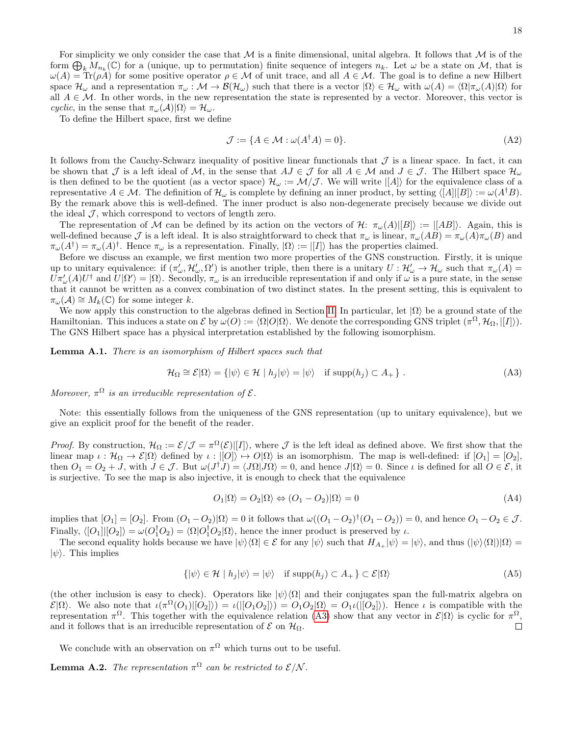For simplicity we only consider the case that $\mathcal{M}$ is a finite dimensional, unital algebra. It follows that $\mathcal{M}$ is of the form $\bigoplus_k M_{n_k}(\mathbb{C})$ for a (unique, up to permutation) finite sequence of integers $n_k$. Let $\omega$ be a state on $\mathcal{M}$, that is $\omega(A) = \mathrm{Tr}(\rho A)$ for some positive operator $\rho \in \mathcal{M}$ of unit trace, and all $A \in \mathcal{M}$. The goal is to define a new Hilbert space $\mathcal{H}_\omega$ and a representation $\pi_\omega : \mathcal{M} \to \mathcal{B}(\mathcal{H}_\omega)$ such that there is a vector $|\Omega\rangle \in \mathcal{H}_\omega$ with $\omega(A) = \langle \Omega | \pi_\omega(A) | \Omega \rangle$ for all $A \in \mathcal{M}$. In other words, in the new representation the state is represented by a vector. Moreover, this vector is *cyclic*, in the sense that $\pi_\omega(\mathcal{A})|\Omega\rangle = \mathcal{H}_\omega$.

To define the Hilbert space, first we define

$$\mathcal{J} := \{A \in \mathcal{M} : \omega(A^\dagger A) = 0\}. \tag{A2}$$

It follows from the Cauchy-Schwarz inequality of positive linear functionals that $\mathcal{J}$ is a linear space. In fact, it can be shown that $\mathcal{J}$ is a left ideal of $\mathcal{M}$, in the sense that $AJ \in \mathcal{J}$ for all $A \in \mathcal{M}$ and $J \in \mathcal{J}$. The Hilbert space $\mathcal{H}_\omega$ is then defined to be the quotient (as a vector space) $\mathcal{H}_\omega := \mathcal{M}/\mathcal{J}$. We will write $|[A]\rangle$ for the equivalence class of a representative $A \in \mathcal{M}$. The definition of $\mathcal{H}_\omega$ is complete by defining an inner product, by setting $\langle [A] | [B] \rangle := \omega(A^\dagger B)$. By the remark above this is well-defined. The inner product is also non-degenerate precisely because we divide out the ideal $\mathcal{J}$, which correspond to vectors of length zero.

The representation of $\mathcal{M}$ can be defined by its action on the vectors of $\mathcal{H}$: $\pi_\omega(A)|[B]\rangle := |[AB]\rangle$. Again, this is well-defined because $\mathcal{J}$ is a left ideal. It is also straightforward to check that $\pi_\omega$ is linear, $\pi_\omega(AB) = \pi_\omega(A)\pi_\omega(B)$ and $\pi_\omega(A^\dagger) = \pi_\omega(A)^\dagger$. Hence $\pi_\omega$ is a representation. Finally, $|\Omega\rangle := |[I]\rangle$ has the properties claimed.

Before we discuss an example, we first mention two more properties of the GNS construction. Firstly, it is unique up to unitary equivalence: if $(\pi'_\omega, \mathcal{H}'_\omega, \Omega')$ is another triple, then there is a unitary $U : \mathcal{H}'_\omega \to \mathcal{H}_\omega$ such that $\pi_\omega(A) = U\pi'_\omega(A)U^\dagger$ and $U|\Omega'\rangle = |\Omega\rangle$. Secondly, $\pi_\omega$ is an irreducible representation if and only if $\omega$ is a pure state, in the sense that it cannot be written as a convex combination of two distinct states. In the present setting, this is equivalent to $\pi_\omega(\mathcal{A}) \cong M_k(\mathbb{C})$ for some integer $k$.

We now apply this construction to the algebras defined in Section II. In particular, let $|\Omega\rangle$ be a ground state of the Hamiltonian. This induces a state on $\mathcal{E}$ by $\omega(O) := \langle \Omega | O | \Omega \rangle$. We denote the corresponding GNS triplet $(\pi^\Omega, \mathcal{H}_\Omega, |[I]\rangle)$. The GNS Hilbert space has a physical interpretation established by the following isomorphism.

**Lemma A.1.** *There is an isomorphism of Hilbert spaces such that*

$$\mathcal{H}_\Omega \cong \mathcal{E}|\Omega\rangle = \{|\psi\rangle \in \mathcal{H} \mid h_j|\psi\rangle = |\psi\rangle \quad \text{if } \mathrm{supp}(h_j) \subset A_+\}\ . \tag{A3}$$

*Moreover, $\pi^\Omega$ is an irreducible representation of $\mathcal{E}$.*

Note: this essentially follows from the uniqueness of the GNS representation (up to unitary equivalence), but we give an explicit proof for the benefit of the reader.

*Proof.* By construction, $\mathcal{H}_\Omega := \mathcal{E}/\mathcal{J} = \pi^\Omega(\mathcal{E})|[I]\rangle$, where $\mathcal{J}$ is the left ideal as defined above. We first show that the linear map $\iota : \mathcal{H}_\Omega \to \mathcal{E}|\Omega\rangle$ defined by $\iota : |[O]\rangle \mapsto O|\Omega\rangle$ is an isomorphism. The map is well-defined: if $[O_1] = [O_2]$, then $O_1 = O_2 + J$, with $J \in \mathcal{J}$. But $\omega(J^\dagger J) = \langle J\Omega | J\Omega \rangle = 0$, and hence $J|\Omega\rangle = 0$. Since $\iota$ is defined for all $O \in \mathcal{E}$, it is surjective. To see the map is also injective, it is enough to check that the equivalence

$$O_1|\Omega\rangle = O_2|\Omega\rangle \Leftrightarrow (O_1 - O_2)|\Omega\rangle = 0 \tag{A4}$$

implies that $[O_1] = [O_2]$. From $(O_1 - O_2)|\Omega\rangle = 0$ it follows that $\omega((O_1 - O_2)^\dagger(O_1 - O_2)) = 0$, and hence $O_1 - O_2 \in \mathcal{J}$. Finally, $\langle [O_1] | [O_2] \rangle = \omega(O_1^\dagger O_2) = \langle \Omega | O_1^\dagger O_2 | \Omega \rangle$, hence the inner product is preserved by $\iota$.

The second equality holds because we have $|\psi\rangle\langle\Omega| \in \mathcal{E}$ for any $|\psi\rangle$ such that $H_{A_+}|\psi\rangle = |\psi\rangle$, and thus $(|\psi\rangle\langle\Omega|)|\Omega\rangle = |\psi\rangle$. This implies

$$\{|\psi\rangle \in \mathcal{H} \mid h_j|\psi\rangle = |\psi\rangle \quad \text{if } \mathrm{supp}(h_j) \subset A_+\} \subset \mathcal{E}|\Omega\rangle \tag{A5}$$

(the other inclusion is easy to check). Operators like $|\psi\rangle\langle\Omega|$ and their conjugates span the full-matrix algebra on $\mathcal{E}|\Omega\rangle$. We also note that $\iota(\pi^\Omega(O_1)|[O_2]\rangle) = \iota(|[O_1 O_2]\rangle) = O_1 O_2|\Omega\rangle = O_1\iota(|[O_2]\rangle)$. Hence $\iota$ is compatible with the representation $\pi^\Omega$. This together with the equivalence relation (A3) show that any vector in $\mathcal{E}|\Omega\rangle$ is cyclic for $\pi^\Omega$, and it follows that is an irreducible representation of $\mathcal{E}$ on $\mathcal{H}_\Omega$. ☐

We conclude with an observation on $\pi^\Omega$ which turns out to be useful.

**Lemma A.2.** *The representation $\pi^\Omega$ can be restricted to $\mathcal{E}/\mathcal{N}$.*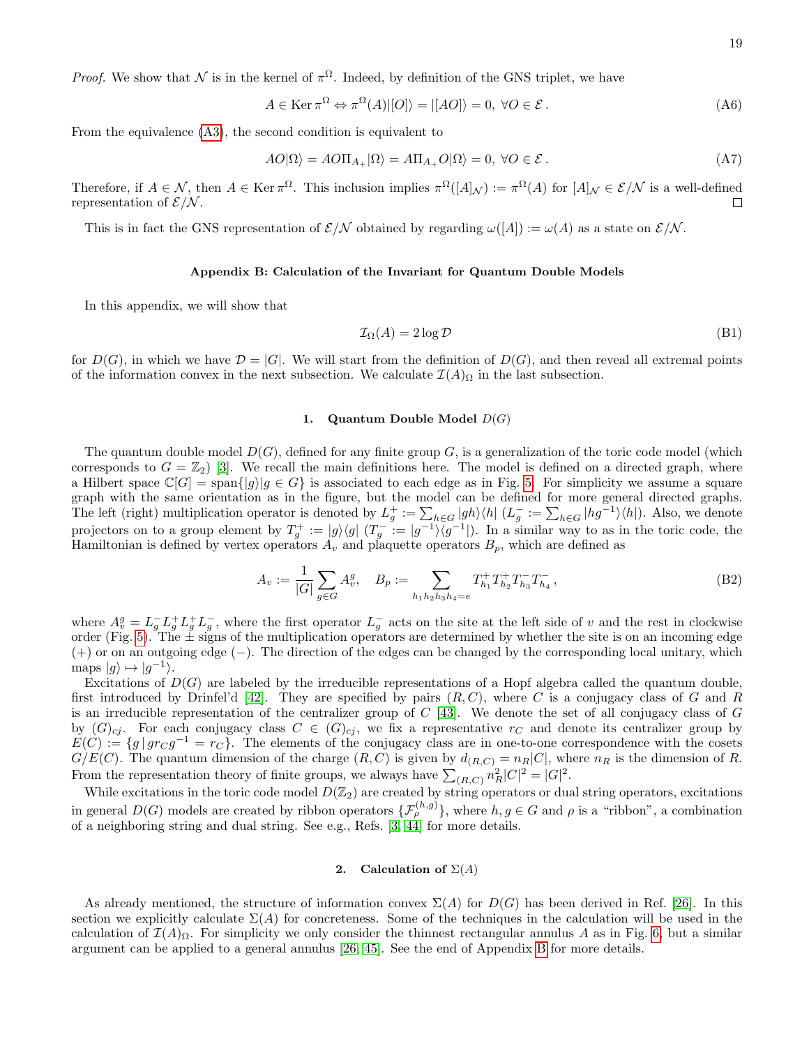*Proof.* We show that $\mathcal{N}$ is in the kernel of $\pi^\Omega$. Indeed, by definition of the GNS triplet, we have

$$A \in \operatorname{Ker} \pi^\Omega \Leftrightarrow \pi^\Omega(A)|[O]\rangle = |[AO]\rangle = 0, \ \forall O \in \mathcal{E} \,. \tag{A6}$$

From the equivalence (A3), the second condition is equivalent to

$$AO|\Omega\rangle = AO\Pi_{A_+}|\Omega\rangle = A\Pi_{A_+}O|\Omega\rangle = 0, \ \forall O \in \mathcal{E} \,. \tag{A7}$$

Therefore, if $A \in \mathcal{N}$, then $A \in \operatorname{Ker} \pi^\Omega$. This inclusion implies $\pi^\Omega([A]_\mathcal{N}) := \pi^\Omega(A)$ for $[A]_\mathcal{N} \in \mathcal{E}/\mathcal{N}$ is a well-defined representation of $\mathcal{E}/\mathcal{N}$. ◻

This is in fact the GNS representation of $\mathcal{E}/\mathcal{N}$ obtained by regarding $\omega([A]) := \omega(A)$ as a state on $\mathcal{E}/\mathcal{N}$.

## Appendix B: Calculation of the Invariant for Quantum Double Models

In this appendix, we will show that

$$\mathcal{I}_\Omega(A) = 2 \log \mathcal{D} \tag{B1}$$

for $D(G)$, in which we have $\mathcal{D} = |G|$. We will start from the definition of $D(G)$, and then reveal all extremal points of the information convex in the next subsection. We calculate $\mathcal{I}(A)_\Omega$ in the last subsection.

### 1. Quantum Double Model $D(G)$

The quantum double model $D(G)$, defined for any finite group $G$, is a generalization of the toric code model (which corresponds to $G = \mathbb{Z}_2$) [3]. We recall the main definitions here. The model is defined on a directed graph, where a Hilbert space $\mathbb{C}[G] = \operatorname{span}\{|g\rangle | g \in G\}$ is associated to each edge as in Fig. 5. For simplicity we assume a square graph with the same orientation as in the figure, but the model can be defined for more general directed graphs. The left (right) multiplication operator is denoted by $L_g^+ := \sum_{h \in G} |gh\rangle\langle h|$ ($L_g^- := \sum_{h\in G} |hg^{-1}\rangle\langle h|$). Also, we denote projectors on to a group element by $T_g^+ := |g\rangle\langle g|$ ($T_g^- := |g^{-1}\rangle\langle g^{-1}|$). In a similar way to as in the toric code, the Hamiltonian is defined by vertex operators $A_v$ and plaquette operators $B_p$, which are defined as

$$A_v := \frac{1}{|G|} \sum_{g \in G} A_v^g, \quad B_p := \sum_{h_1 h_2 h_3 h_4 = e} T_{h_1}^+ T_{h_2}^+ T_{h_3}^- T_{h_4}^- \,, \tag{B2}$$

where $A_v^g = L_g^- L_g^+ L_g^+ L_g^-$, where the first operator $L_g^-$ acts on the site at the left side of $v$ and the rest in clockwise order (Fig. 5). The $\pm$ signs of the multiplication operators are determined by whether the site is on an incoming edge (+) or on an outgoing edge (−). The direction of the edges can be changed by the corresponding local unitary, which maps $|g\rangle \mapsto |g^{-1}\rangle$.

Excitations of $D(G)$ are labeled by the irreducible representations of a Hopf algebra called the quantum double, first introduced by Drinfel'd [42]. They are specified by pairs $(R, C)$, where $C$ is a conjugacy class of $G$ and $R$ is an irreducible representation of the centralizer group of $C$ [43]. We denote the set of all conjugacy class of $G$ by $(G)_{cj}$. For each conjugacy class $C \in (G)_{cj}$, we fix a representative $r_C$ and denote its centralizer group by $E(C) := \{g \,|\, g r_C g^{-1} = r_C\}$. The elements of the conjugacy class are in one-to-one correspondence with the cosets $G/E(C)$. The quantum dimension of the charge $(R, C)$ is given by $d_{(R,C)} = n_R|C|$, where $n_R$ is the dimension of $R$. From the representation theory of finite groups, we always have $\sum_{(R,C)} n_R^2 |C|^2 = |G|^2$.

While excitations in the toric code model $D(\mathbb{Z}_2)$ are created by string operators or dual string operators, excitations in general $D(G)$ models are created by ribbon operators $\{\mathcal{F}_\rho^{(h,g)}\}$, where $h, g \in G$ and $\rho$ is a "ribbon", a combination of a neighboring string and dual string. See e.g., Refs. [3, 44] for more details.

### 2. Calculation of $\Sigma(A)$

As already mentioned, the structure of information convex $\Sigma(A)$ for $D(G)$ has been derived in Ref. [26]. In this section we explicitly calculate $\Sigma(A)$ for concreteness. Some of the techniques in the calculation will be used in the calculation of $\mathcal{I}(A)_\Omega$. For simplicity we only consider the thinnest rectangular annulus $A$ as in Fig. 6, but a similar argument can be applied to a general annulus [26, 45]. See the end of Appendix B for more details.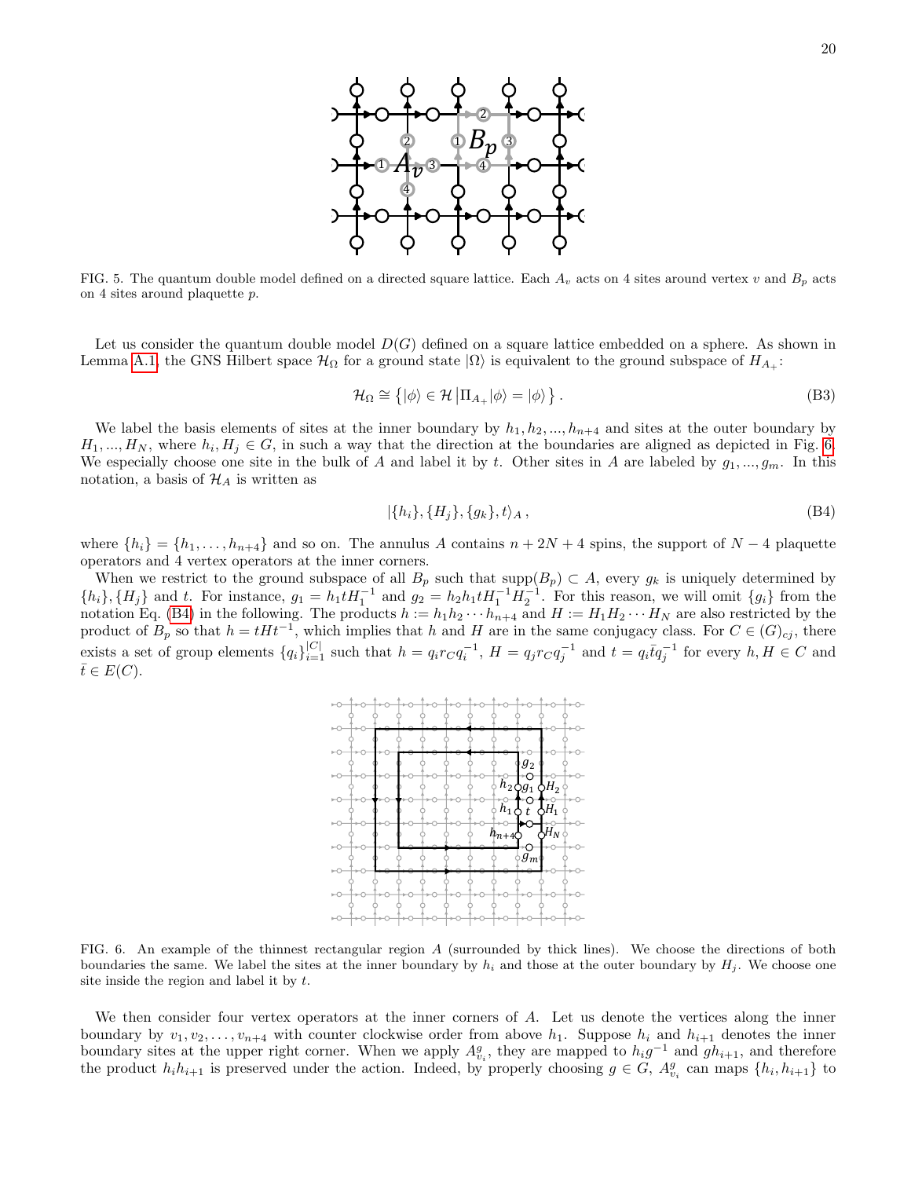FIG. 5. The quantum double model defined on a directed square lattice. Each $A_v$ acts on 4 sites around vertex $v$ and $B_p$ acts on 4 sites around plaquette $p$.

Let us consider the quantum double model $D(G)$ defined on a square lattice embedded on a sphere. As shown in Lemma A.1, the GNS Hilbert space $\mathcal{H}_\Omega$ for a ground state $|\Omega\rangle$ is equivalent to the ground subspace of $H_{A_+}$:

$$\mathcal{H}_\Omega \cong \left\{ |\phi\rangle \in \mathcal{H} \,\middle|\, \Pi_{A_+}|\phi\rangle = |\phi\rangle \right\}. \tag{B3}$$

We label the basis elements of sites at the inner boundary by $h_1, h_2, ..., h_{n+4}$ and sites at the outer boundary by $H_1, ..., H_N$, where $h_i, H_j \in G$, in such a way that the direction at the boundaries are aligned as depicted in Fig. 6. We especially choose one site in the bulk of $A$ and label it by $t$. Other sites in $A$ are labeled by $g_1, ..., g_m$. In this notation, a basis of $\mathcal{H}_A$ is written as

$$|\{h_i\}, \{H_j\}, \{g_k\}, t\rangle_A, \tag{B4}$$

where $\{h_i\} = \{h_1, \ldots, h_{n+4}\}$ and so on. The annulus $A$ contains $n + 2N + 4$ spins, the support of $N - 4$ plaquette operators and 4 vertex operators at the inner corners.

When we restrict to the ground subspace of all $B_p$ such that $\mathrm{supp}(B_p) \subset A$, every $g_k$ is uniquely determined by $\{h_i\}, \{H_j\}$ and $t$. For instance, $g_1 = h_1 t H_1^{-1}$ and $g_2 = h_2 h_1 t H_1^{-1} H_2^{-1}$. For this reason, we will omit $\{g_i\}$ from the notation Eq. (B4) in the following. The products $h := h_1 h_2 \cdots h_{n+4}$ and $H := H_1 H_2 \cdots H_N$ are also restricted by the product of $B_p$ so that $h = tHt^{-1}$, which implies that $h$ and $H$ are in the same conjugacy class. For $C \in (G)_{cj}$, there exists a set of group elements $\{q_i\}_{i=1}^{|C|}$ such that $h = q_i r_C q_i^{-1}$, $H = q_j r_C q_j^{-1}$ and $t = q_i \bar{t} q_j^{-1}$ for every $h, H \in C$ and $\bar{t} \in E(C)$.

FIG. 6. An example of the thinnest rectangular region $A$ (surrounded by thick lines). We choose the directions of both boundaries the same. We label the sites at the inner boundary by $h_i$ and those at the outer boundary by $H_j$. We choose one site inside the region and label it by $t$.

We then consider four vertex operators at the inner corners of $A$. Let us denote the vertices along the inner boundary by $v_1, v_2, \ldots, v_{n+4}$ with counter clockwise order from above $h_1$. Suppose $h_i$ and $h_{i+1}$ denotes the inner boundary sites at the upper right corner. When we apply $A^g_{v_i}$, they are mapped to $h_i g^{-1}$ and $g h_{i+1}$, and therefore the product $h_i h_{i+1}$ is preserved under the action. Indeed, by properly choosing $g \in G$, $A^g_{v_i}$ can maps $\{h_i, h_{i+1}\}$ to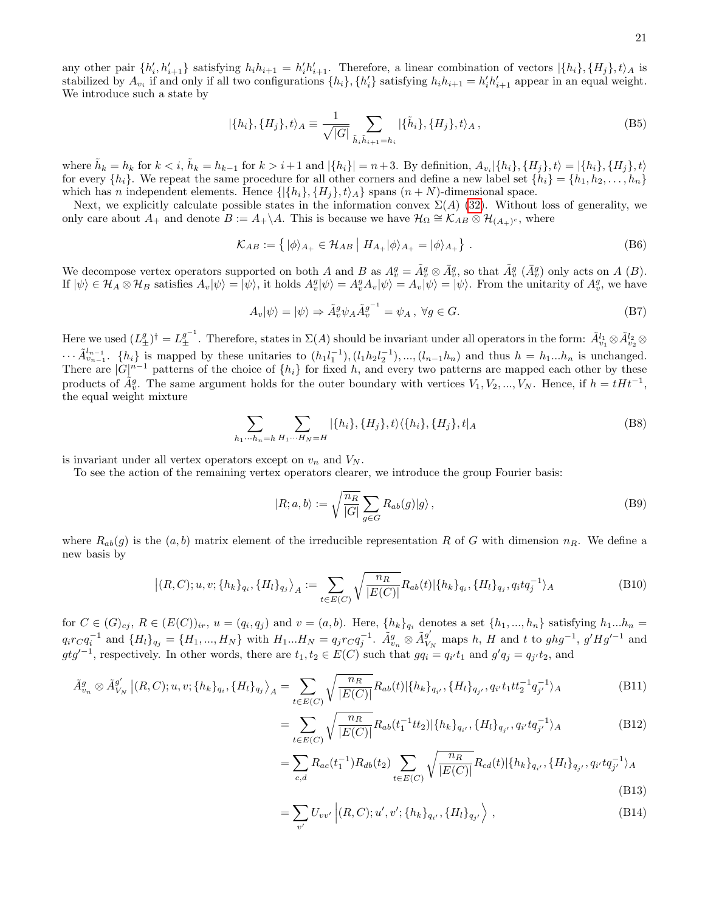any other pair $\{h'_i, h'_{i+1}\}$ satisfying $h_i h_{i+1} = h'_i h'_{i+1}$. Therefore, a linear combination of vectors $|\{h_i\}, \{H_j\}, t\rangle_A$ is stabilized by $A_{v_i}$ if and only if all two configurations $\{h_i\}, \{h'_i\}$ satisfying $h_i h_{i+1} = h'_i h'_{i+1}$ appear in an equal weight. We introduce such a state by

$$|\{h_i\}, \{H_j\}, t\rangle_A \equiv \frac{1}{\sqrt{|G|}} \sum_{\tilde{h}_i \tilde{h}_{i+1} = h_i} |\{\tilde{h}_i\}, \{H_j\}, t\rangle_A \,, \tag{B5}$$

where $\tilde{h}_k = h_k$ for $k < i$, $\tilde{h}_k = h_{k-1}$ for $k > i+1$ and $|\{h_i\}| = n+3$. By definition, $A_{v_i}|\{h_i\}, \{H_j\}, t\rangle = |\{h_i\}, \{H_j\}, t\rangle$ for every $\{h_i\}$. We repeat the same procedure for all other corners and define a new label set $\{h_i\} = \{h_1, h_2, \ldots, h_n\}$ which has $n$ independent elements. Hence $\{|\{h_i\}, \{H_j\}, t\rangle_A\}$ spans $(n+N)$-dimensional space.

Next, we explicitly calculate possible states in the information convex $\Sigma(A)$ (32). Without loss of generality, we only care about $A_+$ and denote $B := A_+ \backslash A$. This is because we have $\mathcal{H}_\Omega \cong \mathcal{K}_{AB} \otimes \mathcal{H}_{(A_+)^c}$, where

$$\mathcal{K}_{AB} := \left\{ |\phi\rangle_{A_+} \in \mathcal{H}_{AB} \,\middle|\, H_{A_+}|\phi\rangle_{A_+} = |\phi\rangle_{A_+} \right\} . \tag{B6}$$

We decompose vertex operators supported on both $A$ and $B$ as $A^g_v = \tilde{A}^g_v \otimes \bar{A}^g_v$, so that $\tilde{A}^g_v$ ($\bar{A}^g_v$) only acts on $A$ ($B$). If $|\psi\rangle \in \mathcal{H}_A \otimes \mathcal{H}_B$ satisfies $A_v|\psi\rangle = |\psi\rangle$, it holds $A^g_v|\psi\rangle = A^g_v A_v|\psi\rangle = A_v|\psi\rangle = |\psi\rangle$. From the unitarity of $A^g_v$, we have

$$A_v|\psi\rangle = |\psi\rangle \Rightarrow \tilde{A}^g_v \psi_A \tilde{A}^{g^{-1}}_v = \psi_A \,,\ \forall g \in G. \tag{B7}$$

Here we used $(L^g_\pm)^\dagger = L^{g^{-1}}_\pm$. Therefore, states in $\Sigma(A)$ should be invariant under all operators in the form: $\tilde{A}^{l_1}_{v_1} \otimes \tilde{A}^{l_2}_{v_2} \otimes \cdots \tilde{A}^{l_{n-1}}_{v_{n-1}}$. $\{h_i\}$ is mapped by these unitaries to $(h_1 l_1^{-1}), (l_1 h_2 l_2^{-1}), \ldots, (l_{n-1} h_n)$ and thus $h = h_1 \ldots h_n$ is unchanged. There are $|G|^{n-1}$ patterns of the choice of $\{h_i\}$ for fixed $h$, and every two patterns are mapped each other by these products of $\tilde{A}^g_v$. The same argument holds for the outer boundary with vertices $V_1, V_2, \ldots, V_N$. Hence, if $h = tHt^{-1}$, the equal weight mixture

$$\sum_{h_1 \cdots h_n = h} \sum_{H_1 \cdots H_N = H} |\{h_i\}, \{H_j\}, t\rangle\langle\{h_i\}, \{H_j\}, t|_A \tag{B8}$$

is invariant under all vertex operators except on $v_n$ and $V_N$.

To see the action of the remaining vertex operators clearer, we introduce the group Fourier basis:

$$|R; a, b\rangle := \sqrt{\frac{n_R}{|G|}} \sum_{g \in G} R_{ab}(g)|g\rangle \,, \tag{B9}$$

where $R_{ab}(g)$ is the $(a, b)$ matrix element of the irreducible representation $R$ of $G$ with dimension $n_R$. We define a new basis by

$$\left|(R, C); u, v; \{h_k\}_{q_i}, \{H_l\}_{q_j}\right\rangle_A := \sum_{t \in E(C)} \sqrt{\frac{n_R}{|E(C)|}} R_{ab}(t)|\{h_k\}_{q_i}, \{H_l\}_{q_j}, q_i t q_j^{-1}\rangle_A \tag{B10}$$

for $C \in (G)_{cj}$, $R \in (E(C))_{ir}$, $u = (q_i, q_j)$ and $v = (a, b)$. Here, $\{h_k\}_{q_i}$ denotes a set $\{h_1, \ldots, h_n\}$ satisfying $h_1 \ldots h_n = q_i r_C q_i^{-1}$ and $\{H_l\}_{q_j} = \{H_1, \ldots, H_N\}$ with $H_1 \ldots H_N = q_j r_C q_j^{-1}$. $\tilde{A}^g_{v_n} \otimes \tilde{A}^{g'}_{V_N}$ maps $h$, $H$ and $t$ to $ghg^{-1}$, $g'Hg'^{-1}$ and $gtg'^{-1}$, respectively. In other words, there are $t_1, t_2 \in E(C)$ such that $gq_i = q_{i'}t_1$ and $g'q_j = q_{j'}t_2$, and

$$\tilde{A}^g_{v_n} \otimes \tilde{A}^{g'}_{V_N} \left|(R, C); u, v; \{h_k\}_{q_i}, \{H_l\}_{q_j}\right\rangle_A = \sum_{t \in E(C)} \sqrt{\frac{n_R}{|E(C)|}} R_{ab}(t)|\{h_k\}_{q_{i'}}, \{H_l\}_{q_{j'}}, q_{i'} t_1 t t_2^{-1} q_{j'}^{-1}\rangle_A \tag{B11}$$

$$= \sum_{t \in E(C)} \sqrt{\frac{n_R}{|E(C)|}} R_{ab}(t_1^{-1} t t_2)|\{h_k\}_{q_{i'}}, \{H_l\}_{q_{j'}}, q_{i'} t q_{j'}^{-1}\rangle_A \tag{B12}$$

$$= \sum_{c,d} R_{ac}(t_1^{-1}) R_{db}(t_2) \sum_{t \in E(C)} \sqrt{\frac{n_R}{|E(C)|}} R_{cd}(t)|\{h_k\}_{q_{i'}}, \{H_l\}_{q_{j'}}, q_{i'} t q_{j'}^{-1}\rangle_A \tag{B13}$$

$$= \sum_{v'} U_{vv'} \left|(R, C); u', v'; \{h_k\}_{q_{i'}}, \{H_l\}_{q_{j'}}\right\rangle \,, \tag{B14}$$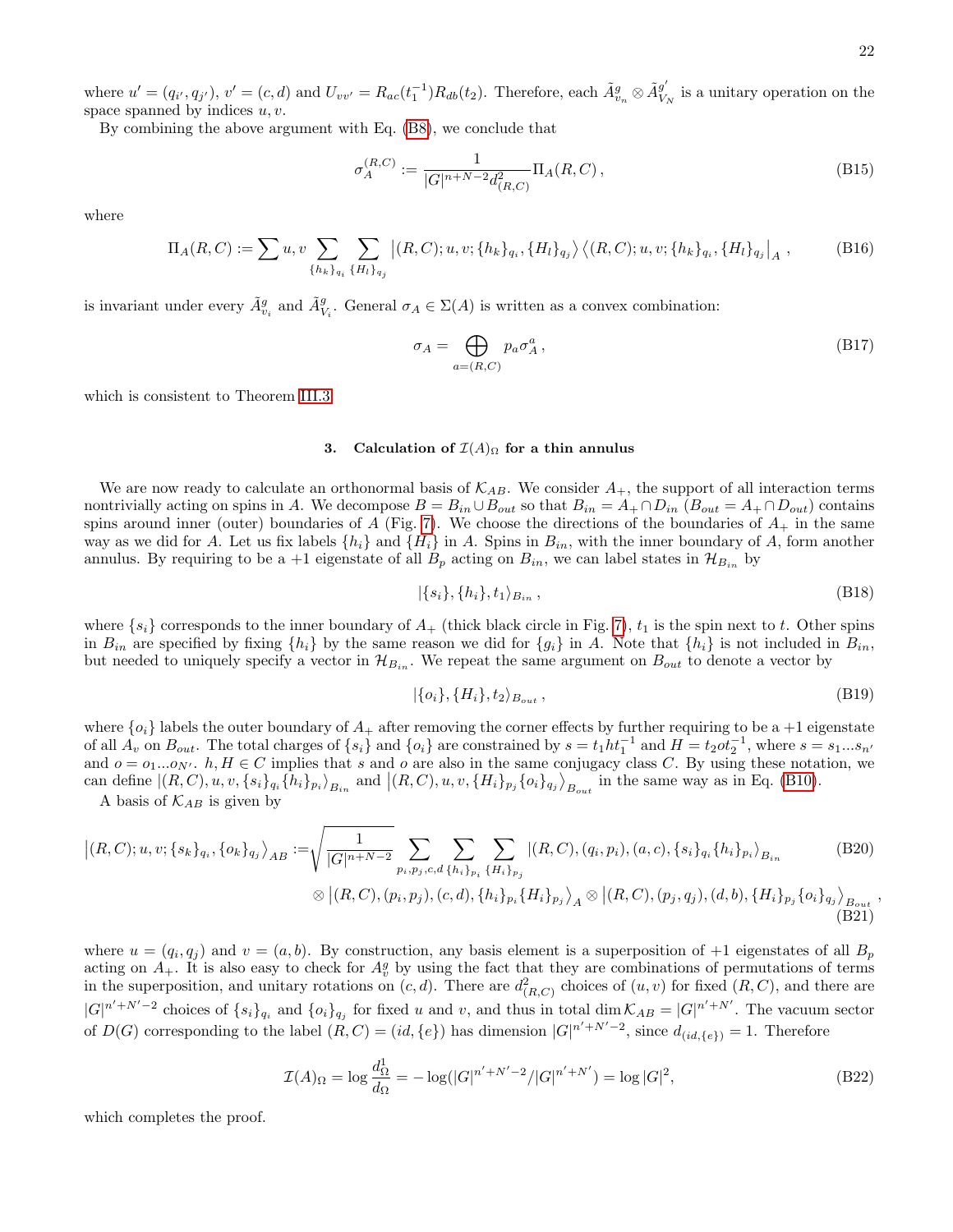where $u' = (q_{i'}, q_{j'})$, $v' = (c, d)$ and $U_{vv'} = R_{ac}(t_1^{-1})R_{db}(t_2)$. Therefore, each $\tilde{A}^g_{v_n} \otimes \tilde{A}^{g'}_{V_N}$ is a unitary operation on the space spanned by indices $u, v$.

By combining the above argument with Eq. (B8), we conclude that

$$\sigma_A^{(R,C)} := \frac{1}{|G|^{n+N-2} d^2_{(R,C)}} \Pi_A(R,C) \,, \tag{B15}$$

where

$$\Pi_A(R,C) := \sum u, v \sum_{\{h_k\}_{q_i}} \sum_{\{H_l\}_{q_j}} \left|(R,C); u, v; \{h_k\}_{q_i}, \{H_l\}_{q_j}\right\rangle \left\langle (R,C); u, v; \{h_k\}_{q_i}, \{H_l\}_{q_j}\right|_A \,, \tag{B16}$$

is invariant under every $\tilde{A}^g_{v_i}$ and $\tilde{A}^g_{V_i}$. General $\sigma_A \in \Sigma(A)$ is written as a convex combination:

$$\sigma_A = \bigoplus_{a=(R,C)} p_a \sigma_A^a \,, \tag{B17}$$

which is consistent to Theorem III.3.

### 3. Calculation of $\mathcal{I}(A)_\Omega$ for a thin annulus

We are now ready to calculate an orthonormal basis of $\mathcal{K}_{AB}$. We consider $A_+$, the support of all interaction terms nontrivially acting on spins in $A$. We decompose $B = B_{in} \cup B_{out}$ so that $B_{in} = A_+ \cap D_{in}$ ($B_{out} = A_+ \cap D_{out}$) contains spins around inner (outer) boundaries of $A$ (Fig. 7). We choose the directions of the boundaries of $A_+$ in the same way as we did for $A$. Let us fix labels $\{h_i\}$ and $\{H_i\}$ in $A$. Spins in $B_{in}$, with the inner boundary of $A$, form another annulus. By requiring to be a $+1$ eigenstate of all $B_p$ acting on $B_{in}$, we can label states in $\mathcal{H}_{B_{in}}$ by

$$|\{s_i\}, \{h_i\}, t_1\rangle_{B_{in}} \,, \tag{B18}$$

where $\{s_i\}$ corresponds to the inner boundary of $A_+$ (thick black circle in Fig. 7), $t_1$ is the spin next to $t$. Other spins in $B_{in}$ are specified by fixing $\{h_i\}$ by the same reason we did for $\{g_i\}$ in $A$. Note that $\{h_i\}$ is not included in $B_{in}$, but needed to uniquely specify a vector in $\mathcal{H}_{B_{in}}$. We repeat the same argument on $B_{out}$ to denote a vector by

$$|\{o_i\}, \{H_i\}, t_2\rangle_{B_{out}} \,, \tag{B19}$$

where $\{o_i\}$ labels the outer boundary of $A_+$ after removing the corner effects by further requiring to be a $+1$ eigenstate of all $A_v$ on $B_{out}$. The total charges of $\{s_i\}$ and $\{o_i\}$ are constrained by $s = t_1 h t_1^{-1}$ and $H = t_2 o t_2^{-1}$, where $s = s_1 ... s_{n'}$ and $o = o_1 ... o_{N'}$. $h, H \in C$ implies that $s$ and $o$ are also in the same conjugacy class $C$. By using these notation, we can define $|(R,C), u, v, \{s_i\}_{q_i} \{h_i\}_{p_i}\rangle_{B_{in}}$ and $\left|(R,C), u, v, \{H_i\}_{p_j} \{o_i\}_{q_j}\right\rangle_{B_{out}}$ in the same way as in Eq. (B10).

A basis of $\mathcal{K}_{AB}$ is given by

$$\begin{aligned}
\left|(R,C); u, v; \{s_k\}_{q_i}, \{o_k\}_{q_j}\right\rangle_{AB} := &\sqrt{\frac{1}{|G|^{n+N-2}}} \sum_{p_i, p_j, c, d} \sum_{\{h_i\}_{p_i}} \sum_{\{H_i\}_{p_j}} |(R,C), (q_i, p_i), (a, c), \{s_i\}_{q_i} \{h_i\}_{p_i}\rangle_{B_{in}} &\text{(B20)}\\
&\otimes \left|(R,C), (p_i, p_j), (c, d), \{h_i\}_{p_i} \{H_i\}_{p_j}\right\rangle_A \otimes \left|(R,C), (p_j, q_j), (d, b), \{H_i\}_{p_j} \{o_i\}_{q_j}\right\rangle_{B_{out}} \,, &\text{(B21)}
\end{aligned}$$

where $u = (q_i, q_j)$ and $v = (a, b)$. By construction, any basis element is a superposition of $+1$ eigenstates of all $B_p$ acting on $A_+$. It is also easy to check for $A^g_v$ by using the fact that they are combinations of permutations of terms in the superposition, and unitary rotations on $(c, d)$. There are $d^2_{(R,C)}$ choices of $(u, v)$ for fixed $(R, C)$, and there are $|G|^{n'+N'-2}$ choices of $\{s_i\}_{q_i}$ and $\{o_i\}_{q_j}$ for fixed $u$ and $v$, and thus in total $\dim \mathcal{K}_{AB} = |G|^{n'+N'}$. The vacuum sector of $D(G)$ corresponding to the label $(R, C) = (id, \{e\})$ has dimension $|G|^{n'+N'-2}$, since $d_{(id,\{e\})} = 1$. Therefore

$$\mathcal{I}(A)_\Omega = \log \frac{d^1_\Omega}{d_\Omega} = -\log(|G|^{n'+N'-2}/|G|^{n'+N'}) = \log |G|^2, \tag{B22}$$

which completes the proof.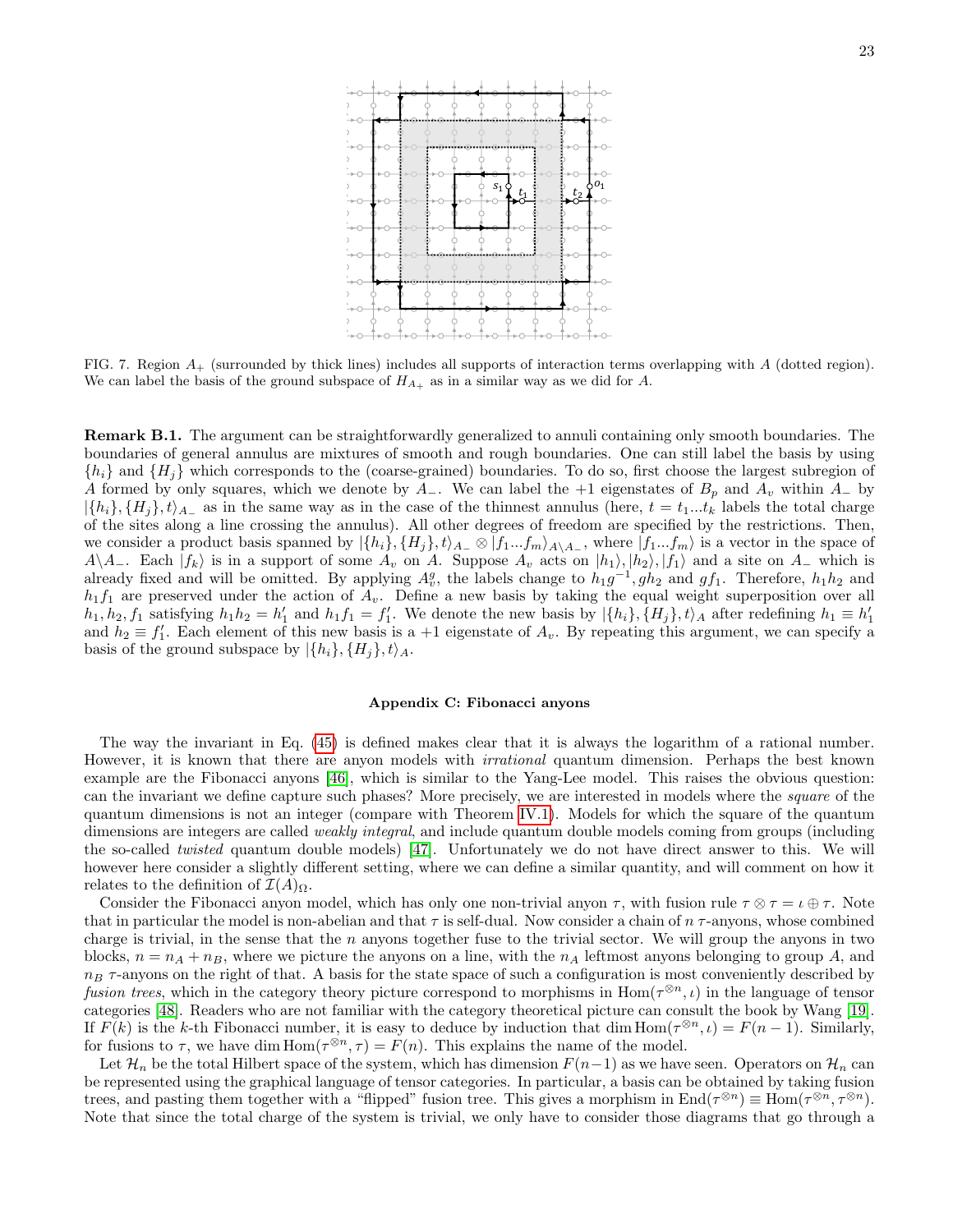FIG. 7. Region $A_+$ (surrounded by thick lines) includes all supports of interaction terms overlapping with $A$ (dotted region). We can label the basis of the ground subspace of $H_{A_+}$ as in a similar way as we did for $A$.

**Remark B.1.** The argument can be straightforwardly generalized to annuli containing only smooth boundaries. The boundaries of general annulus are mixtures of smooth and rough boundaries. One can still label the basis by using $\{h_i\}$ and $\{H_j\}$ which corresponds to the (coarse-grained) boundaries. To do so, first choose the largest subregion of $A$ formed by only squares, which we denote by $A_-$. We can label the $+1$ eigenstates of $B_p$ and $A_v$ within $A_-$ by $|\{h_i\},\{H_j\},t\rangle_{A_-}$ as in the same way as in the case of the thinnest annulus (here, $t = t_1...t_k$ labels the total charge of the sites along a line crossing the annulus). All other degrees of freedom are specified by the restrictions. Then, we consider a product basis spanned by $|\{h_i\},\{H_j\},t\rangle_{A_-} \otimes |f_1...f_m\rangle_{A\backslash A_-}$, where $|f_1...f_m\rangle$ is a vector in the space of $A\backslash A_-$. Each $|f_k\rangle$ is in a support of some $A_v$ on $A$. Suppose $A_v$ acts on $|h_1\rangle, |h_2\rangle, |f_1\rangle$ and a site on $A_-$ which is already fixed and will be omitted. By applying $A_v^g$, the labels change to $h_1g^{-1}, gh_2$ and $gf_1$. Therefore, $h_1h_2$ and $h_1f_1$ are preserved under the action of $A_v$. Define a new basis by taking the equal weight superposition over all $h_1, h_2, f_1$ satisfying $h_1h_2 = h_1'$ and $h_1f_1 = f_1'$. We denote the new basis by $|\{h_i\},\{H_j\},t\rangle_A$ after redefining $h_1 \equiv h_1'$ and $h_2 \equiv f_1'$. Each element of this new basis is a $+1$ eigenstate of $A_v$. By repeating this argument, we can specify a basis of the ground subspace by $|\{h_i\},\{H_j\},t\rangle_A$.

## Appendix C: Fibonacci anyons

The way the invariant in Eq. (45) is defined makes clear that it is always the logarithm of a rational number. However, it is known that there are anyon models with *irrational* quantum dimension. Perhaps the best known example are the Fibonacci anyons [46], which is similar to the Yang-Lee model. This raises the obvious question: can the invariant we define capture such phases? More precisely, we are interested in models where the *square* of the quantum dimensions is not an integer (compare with Theorem IV.1). Models for which the square of the quantum dimensions are integers are called *weakly integral*, and include quantum double models coming from groups (including the so-called *twisted* quantum double models) [47]. Unfortunately we do not have direct answer to this. We will however here consider a slightly different setting, where we can define a similar quantity, and will comment on how it relates to the definition of $\mathcal{I}(A)_\Omega$.

Consider the Fibonacci anyon model, which has only one non-trivial anyon $\tau$, with fusion rule $\tau \otimes \tau = \iota \oplus \tau$. Note that in particular the model is non-abelian and that $\tau$ is self-dual. Now consider a chain of $n$ $\tau$-anyons, whose combined charge is trivial, in the sense that the $n$ anyons together fuse to the trivial sector. We will group the anyons in two blocks, $n = n_A + n_B$, where we picture the anyons on a line, with the $n_A$ leftmost anyons belonging to group $A$, and $n_B$ $\tau$-anyons on the right of that. A basis for the state space of such a configuration is most conveniently described by *fusion trees*, which in the category theory picture correspond to morphisms in $\mathrm{Hom}(\tau^{\otimes n}, \iota)$ in the language of tensor categories [48]. Readers who are not familiar with the category theoretical picture can consult the book by Wang [19]. If $F(k)$ is the $k$-th Fibonacci number, it is easy to deduce by induction that $\dim \mathrm{Hom}(\tau^{\otimes n}, \iota) = F(n-1)$. Similarly, for fusions to $\tau$, we have $\dim \mathrm{Hom}(\tau^{\otimes n}, \tau) = F(n)$. This explains the name of the model.

Let $\mathcal{H}_n$ be the total Hilbert space of the system, which has dimension $F(n-1)$ as we have seen. Operators on $\mathcal{H}_n$ can be represented using the graphical language of tensor categories. In particular, a basis can be obtained by taking fusion trees, and pasting them together with a "flipped" fusion tree. This gives a morphism in $\mathrm{End}(\tau^{\otimes n}) \equiv \mathrm{Hom}(\tau^{\otimes n}, \tau^{\otimes n})$. Note that since the total charge of the system is trivial, we only have to consider those diagrams that go through a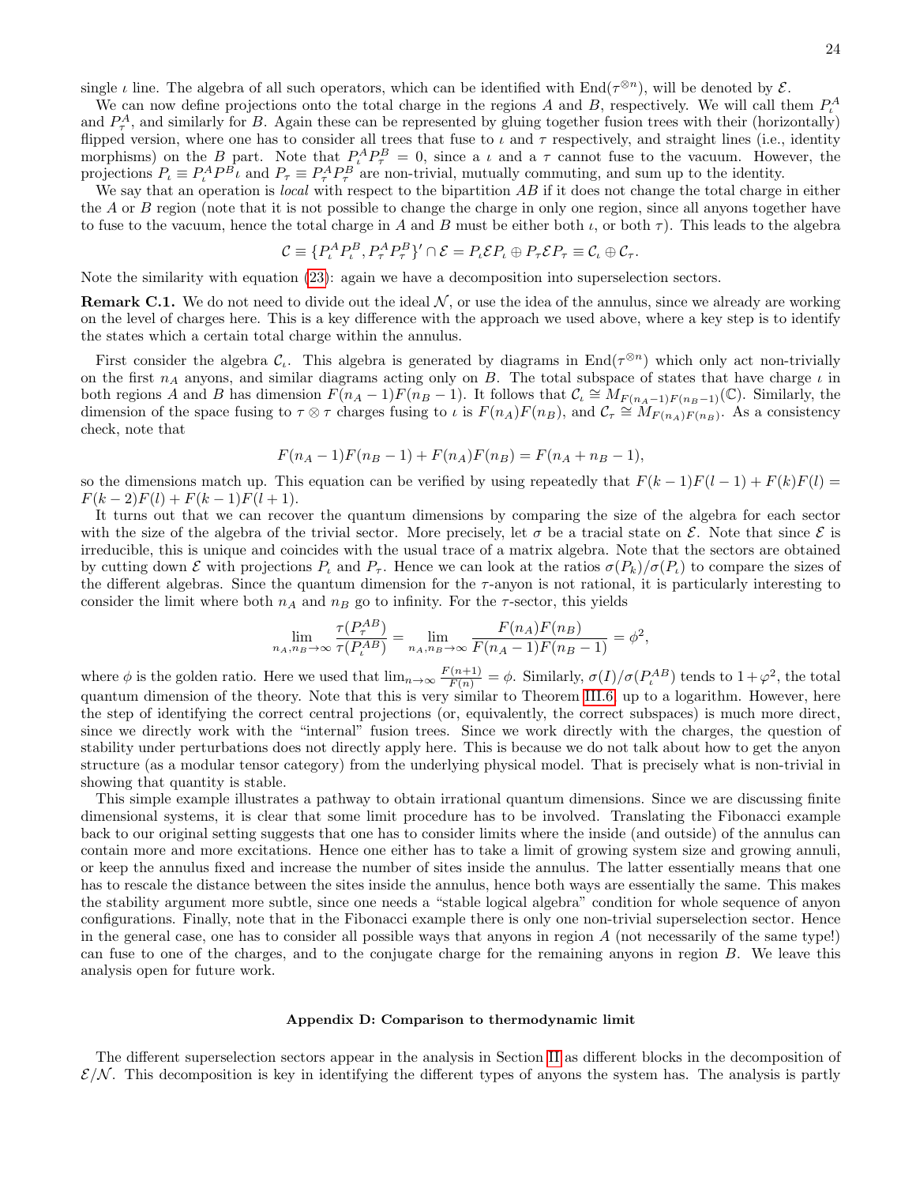single $\iota$ line. The algebra of all such operators, which can be identified with $\text{End}(\tau^{\otimes n})$, will be denoted by $\mathcal{E}$.

We can now define projections onto the total charge in the regions $A$ and $B$, respectively. We will call them $P_\iota^A$ and $P_\tau^A$, and similarly for $B$. Again these can be represented by gluing together fusion trees with their (horizontally) flipped version, where one has to consider all trees that fuse to $\iota$ and $\tau$ respectively, and straight lines (i.e., identity morphisms) on the $B$ part. Note that $P_\iota^A P_\tau^B = 0$, since a $\iota$ and a $\tau$ cannot fuse to the vacuum. However, the projections $P_\iota \equiv P_\iota^A P^B{}_\iota$ and $P_\tau \equiv P_\tau^A P_\tau^B$ are non-trivial, mutually commuting, and sum up to the identity.

We say that an operation is *local* with respect to the bipartition $AB$ if it does not change the total charge in either the $A$ or $B$ region (note that it is not possible to change the charge in only one region, since all anyons together have to fuse to the vacuum, hence the total charge in $A$ and $B$ must be either both $\iota$, or both $\tau$). This leads to the algebra

$$\mathcal{C} \equiv \{P_\iota^A P_\iota^B, P_\tau^A P_\tau^B\}' \cap \mathcal{E} = P_\iota \mathcal{E} P_\iota \oplus P_\tau \mathcal{E} P_\tau \equiv \mathcal{C}_\iota \oplus \mathcal{C}_\tau.$$

Note the similarity with equation (23): again we have a decomposition into superselection sectors.

**Remark C.1.** We do not need to divide out the ideal $\mathcal{N}$, or use the idea of the annulus, since we already are working on the level of charges here. This is a key difference with the approach we used above, where a key step is to identify the states which a certain total charge within the annulus.

First consider the algebra $\mathcal{C}_\iota$. This algebra is generated by diagrams in $\text{End}(\tau^{\otimes n})$ which only act non-trivially on the first $n_A$ anyons, and similar diagrams acting only on $B$. The total subspace of states that have charge $\iota$ in both regions $A$ and $B$ has dimension $F(n_A - 1)F(n_B - 1)$. It follows that $\mathcal{C}_\iota \cong M_{F(n_A-1)F(n_B-1)}(\mathbb{C})$. Similarly, the dimension of the space fusing to $\tau \otimes \tau$ charges fusing to $\iota$ is $F(n_A)F(n_B)$, and $\mathcal{C}_\tau \cong M_{F(n_A)F(n_B)}$. As a consistency check, note that

$$F(n_A - 1)F(n_B - 1) + F(n_A)F(n_B) = F(n_A + n_B - 1),$$

so the dimensions match up. This equation can be verified by using repeatedly that $F(k-1)F(l-1) + F(k)F(l) = F(k-2)F(l) + F(k-1)F(l+1)$.

It turns out that we can recover the quantum dimensions by comparing the size of the algebra for each sector with the size of the algebra of the trivial sector. More precisely, let $\sigma$ be a tracial state on $\mathcal{E}$. Note that since $\mathcal{E}$ is irreducible, this is unique and coincides with the usual trace of a matrix algebra. Note that the sectors are obtained by cutting down $\mathcal{E}$ with projections $P_\iota$ and $P_\tau$. Hence we can look at the ratios $\sigma(P_k)/\sigma(P_\iota)$ to compare the sizes of the different algebras. Since the quantum dimension for the $\tau$-anyon is not rational, it is particularly interesting to consider the limit where both $n_A$ and $n_B$ go to infinity. For the $\tau$-sector, this yields

$$\lim_{n_A, n_B \to \infty} \frac{\tau(P_\tau^{AB})}{\tau(P_\iota^{AB})} = \lim_{n_A, n_B \to \infty} \frac{F(n_A)F(n_B)}{F(n_A - 1)F(n_B - 1)} = \phi^2,$$

where $\phi$ is the golden ratio. Here we used that $\lim_{n\to\infty} \frac{F(n+1)}{F(n)} = \phi$. Similarly, $\sigma(I)/\sigma(P_\iota^{AB})$ tends to $1 + \varphi^2$, the total quantum dimension of the theory. Note that this is very similar to Theorem III.6, up to a logarithm. However, here the step of identifying the correct central projections (or, equivalently, the correct subspaces) is much more direct, since we directly work with the "internal" fusion trees. Since we work directly with the charges, the question of stability under perturbations does not directly apply here. This is because we do not talk about how to get the anyon structure (as a modular tensor category) from the underlying physical model. That is precisely what is non-trivial in showing that quantity is stable.

This simple example illustrates a pathway to obtain irrational quantum dimensions. Since we are discussing finite dimensional systems, it is clear that some limit procedure has to be involved. Translating the Fibonacci example back to our original setting suggests that one has to consider limits where the inside (and outside) of the annulus can contain more and more excitations. Hence one either has to take a limit of growing system size and growing annuli, or keep the annulus fixed and increase the number of sites inside the annulus. The latter essentially means that one has to rescale the distance between the sites inside the annulus, hence both ways are essentially the same. This makes the stability argument more subtle, since one needs a "stable logical algebra" condition for whole sequence of anyon configurations. Finally, note that in the Fibonacci example there is only one non-trivial superselection sector. Hence in the general case, one has to consider all possible ways that anyons in region $A$ (not necessarily of the same type!) can fuse to one of the charges, and to the conjugate charge for the remaining anyons in region $B$. We leave this analysis open for future work.

## Appendix D: Comparison to thermodynamic limit

The different superselection sectors appear in the analysis in Section II as different blocks in the decomposition of $\mathcal{E}/\mathcal{N}$. This decomposition is key in identifying the different types of anyons the system has. The analysis is partly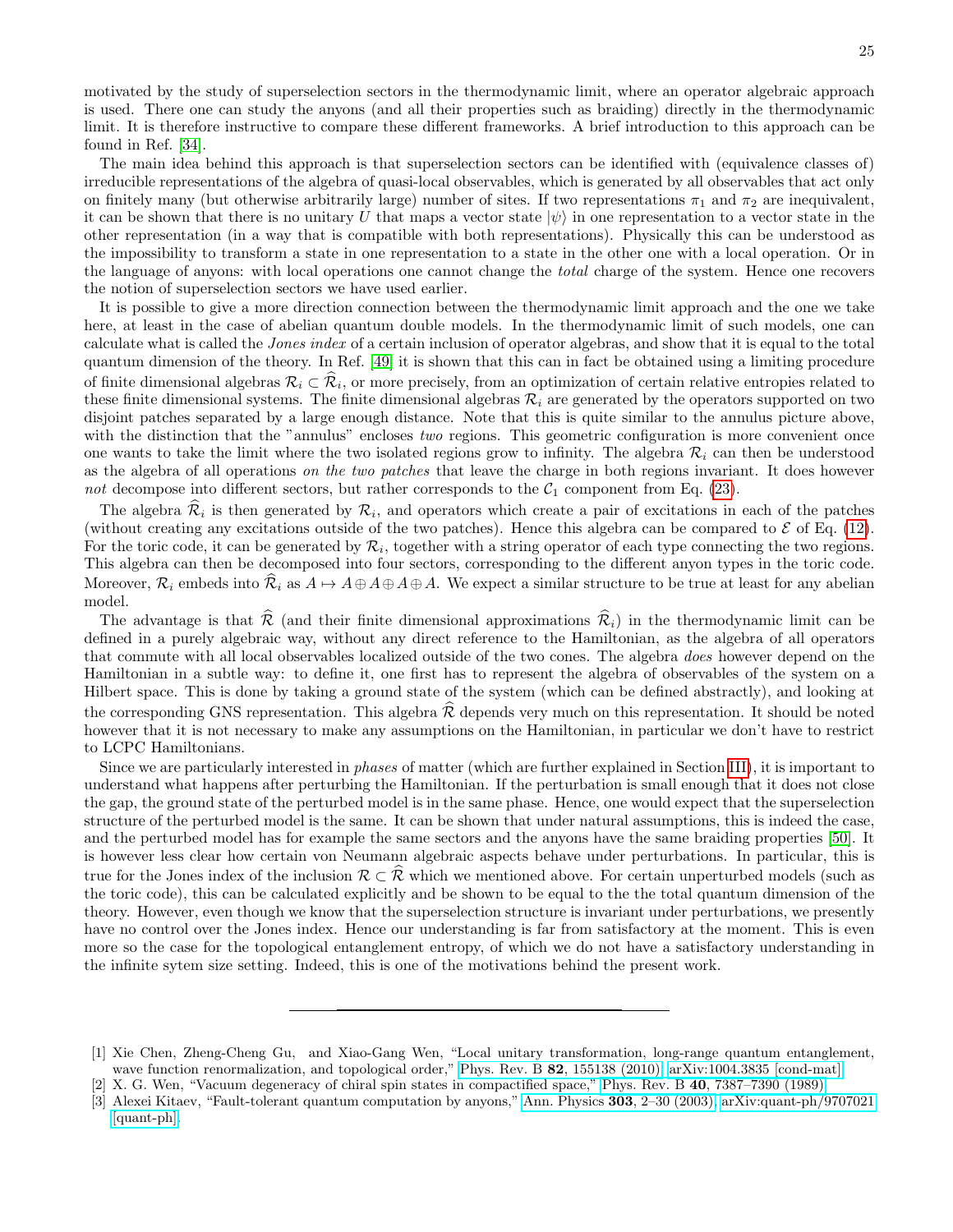motivated by the study of superselection sectors in the thermodynamic limit, where an operator algebraic approach is used. There one can study the anyons (and all their properties such as braiding) directly in the thermodynamic limit. It is therefore instructive to compare these different frameworks. A brief introduction to this approach can be found in Ref. [34].

The main idea behind this approach is that superselection sectors can be identified with (equivalence classes of) irreducible representations of the algebra of quasi-local observables, which is generated by all observables that act only on finitely many (but otherwise arbitrarily large) number of sites. If two representations $\pi_1$ and $\pi_2$ are inequivalent, it can be shown that there is no unitary $U$ that maps a vector state $|\psi\rangle$ in one representation to a vector state in the other representation (in a way that is compatible with both representations). Physically this can be understood as the impossibility to transform a state in one representation to a state in the other one with a local operation. Or in the language of anyons: with local operations one cannot change the *total* charge of the system. Hence one recovers the notion of superselection sectors we have used earlier.

It is possible to give a more direction connection between the thermodynamic limit approach and the one we take here, at least in the case of abelian quantum double models. In the thermodynamic limit of such models, one can calculate what is called the *Jones index* of a certain inclusion of operator algebras, and show that it is equal to the total quantum dimension of the theory. In Ref. [49] it is shown that this can in fact be obtained using a limiting procedure of finite dimensional algebras $\mathcal{R}_i \subset \widehat{\mathcal{R}}_i$, or more precisely, from an optimization of certain relative entropies related to these finite dimensional systems. The finite dimensional algebras $\mathcal{R}_i$ are generated by the operators supported on two disjoint patches separated by a large enough distance. Note that this is quite similar to the annulus picture above, with the distinction that the "annulus" encloses *two* regions. This geometric configuration is more convenient once one wants to take the limit where the two isolated regions grow to infinity. The algebra $\mathcal{R}_i$ can then be understood as the algebra of all operations *on the two patches* that leave the charge in both regions invariant. It does however *not* decompose into different sectors, but rather corresponds to the $\mathcal{C}_1$ component from Eq. (23).

The algebra $\widehat{\mathcal{R}}_i$ is then generated by $\mathcal{R}_i$, and operators which create a pair of excitations in each of the patches (without creating any excitations outside of the two patches). Hence this algebra can be compared to $\mathcal{E}$ of Eq. (12). For the toric code, it can be generated by $\mathcal{R}_i$, together with a string operator of each type connecting the two regions. This algebra can then be decomposed into four sectors, corresponding to the different anyon types in the toric code. Moreover, $\mathcal{R}_i$ embeds into $\widehat{\mathcal{R}}_i$ as $A \mapsto A \oplus A \oplus A \oplus A$. We expect a similar structure to be true at least for any abelian model.

The advantage is that $\widehat{\mathcal{R}}$ (and their finite dimensional approximations $\widehat{\mathcal{R}}_i$) in the thermodynamic limit can be defined in a purely algebraic way, without any direct reference to the Hamiltonian, as the algebra of all operators that commute with all local observables localized outside of the two cones. The algebra *does* however depend on the Hamiltonian in a subtle way: to define it, one first has to represent the algebra of observables of the system on a Hilbert space. This is done by taking a ground state of the system (which can be defined abstractly), and looking at the corresponding GNS representation. This algebra $\widehat{\mathcal{R}}$ depends very much on this representation. It should be noted however that it is not necessary to make any assumptions on the Hamiltonian, in particular we don't have to restrict to LCPC Hamiltonians.

Since we are particularly interested in *phases* of matter (which are further explained in Section III), it is important to understand what happens after perturbing the Hamiltonian. If the perturbation is small enough that it does not close the gap, the ground state of the perturbed model is in the same phase. Hence, one would expect that the superselection structure of the perturbed model is the same. It can be shown that under natural assumptions, this is indeed the case, and the perturbed model has for example the same sectors and the anyons have the same braiding properties [50]. It is however less clear how certain von Neumann algebraic aspects behave under perturbations. In particular, this is true for the Jones index of the inclusion $\mathcal{R} \subset \widehat{\mathcal{R}}$ which we mentioned above. For certain unperturbed models (such as the toric code), this can be calculated explicitly and be shown to be equal to the the total quantum dimension of the theory. However, even though we know that the superselection structure is invariant under perturbations, we presently have no control over the Jones index. Hence our understanding is far from satisfactory at the moment. This is even more so the case for the topological entanglement entropy, of which we do not have a satisfactory understanding in the infinite sytem size setting. Indeed, this is one of the motivations behind the present work.

---

[1] Xie Chen, Zheng-Cheng Gu, and Xiao-Gang Wen, "Local unitary transformation, long-range quantum entanglement, wave function renormalization, and topological order," Phys. Rev. B **82**, 155138 (2010), arXiv:1004.3835 [cond-mat].

[2] X. G. Wen, "Vacuum degeneracy of chiral spin states in compactified space," Phys. Rev. B **40**, 7387–7390 (1989).

[3] Alexei Kitaev, "Fault-tolerant quantum computation by anyons," Ann. Physics **303**, 2–30 (2003), arXiv:quant-ph/9707021 [quant-ph].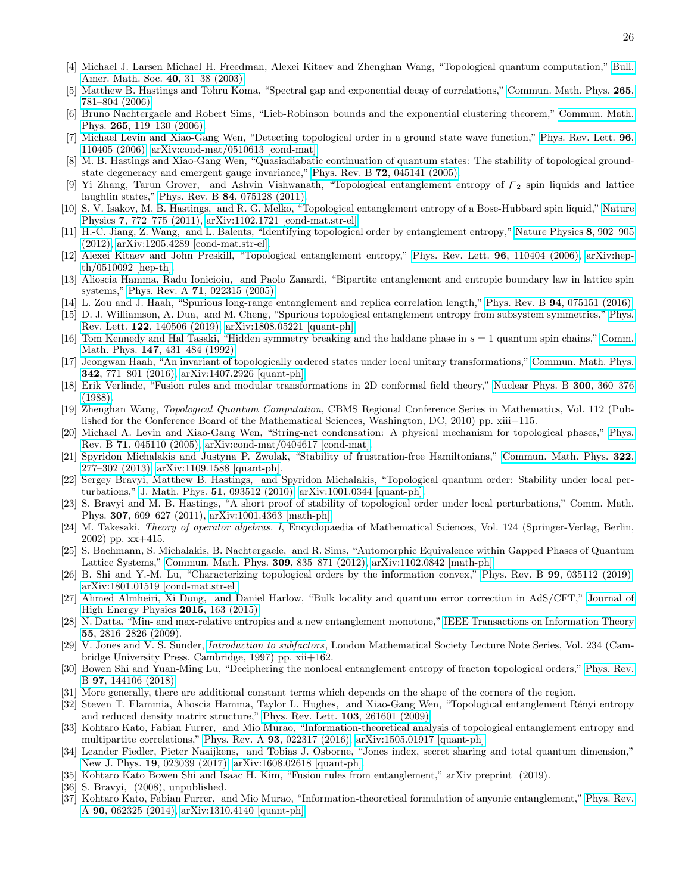[4] Michael J. Larsen Michael H. Freedman, Alexei Kitaev and Zhenghan Wang, "Topological quantum computation," Bull. Amer. Math. Soc. **40**, 31–38 (2003).

[5] Matthew B. Hastings and Tohru Koma, "Spectral gap and exponential decay of correlations," Commun. Math. Phys. **265**, 781–804 (2006).

[6] Bruno Nachtergaele and Robert Sims, "Lieb-Robinson bounds and the exponential clustering theorem," Commun. Math. Phys. **265**, 119–130 (2006).

[7] Michael Levin and Xiao-Gang Wen, "Detecting topological order in a ground state wave function," Phys. Rev. Lett. **96**, 110405 (2006), arXiv:cond-mat/0510613 [cond-mat].

[8] M. B. Hastings and Xiao-Gang Wen, "Quasiadiabatic continuation of quantum states: The stability of topological ground-state degeneracy and emergent gauge invariance," Phys. Rev. B **72**, 045141 (2005).

[9] Yi Zhang, Tarun Grover, and Ashvin Vishwanath, "Topological entanglement entropy of $\mathbb{Z}_2$ spin liquids and lattice laughlin states," Phys. Rev. B **84**, 075128 (2011).

[10] S. V. Isakov, M. B. Hastings, and R. G. Melko, "Topological entanglement entropy of a Bose-Hubbard spin liquid," Nature Physics **7**, 772–775 (2011), arXiv:1102.1721 [cond-mat.str-el].

[11] H.-C. Jiang, Z. Wang, and L. Balents, "Identifying topological order by entanglement entropy," Nature Physics **8**, 902–905 (2012), arXiv:1205.4289 [cond-mat.str-el].

[12] Alexei Kitaev and John Preskill, "Topological entanglement entropy," Phys. Rev. Lett. **96**, 110404 (2006), arXiv:hep-th/0510092 [hep-th].

[13] Alioscia Hamma, Radu Ionicioiu, and Paolo Zanardi, "Bipartite entanglement and entropic boundary law in lattice spin systems," Phys. Rev. A **71**, 022315 (2005).

[14] L. Zou and J. Haah, "Spurious long-range entanglement and replica correlation length," Phys. Rev. B **94**, 075151 (2016).

[15] D. J. Williamson, A. Dua, and M. Cheng, "Spurious topological entanglement entropy from subsystem symmetries," Phys. Rev. Lett. **122**, 140506 (2019), arXiv:1808.05221 [quant-ph].

[16] Tom Kennedy and Hal Tasaki, "Hidden symmetry breaking and the haldane phase in $s = 1$ quantum spin chains," Comm. Math. Phys. **147**, 431–484 (1992).

[17] Jeongwan Haah, "An invariant of topologically ordered states under local unitary transformations," Commun. Math. Phys. **342**, 771–801 (2016), arXiv:1407.2926 [quant-ph].

[18] Erik Verlinde, "Fusion rules and modular transformations in 2D conformal field theory," Nuclear Phys. B **300**, 360–376 (1988).

[19] Zhenghan Wang, *Topological Quantum Computation*, CBMS Regional Conference Series in Mathematics, Vol. 112 (Published for the Conference Board of the Mathematical Sciences, Washington, DC, 2010) pp. xiii+115.

[20] Michael A. Levin and Xiao-Gang Wen, "String-net condensation: A physical mechanism for topological phases," Phys. Rev. B **71**, 045110 (2005), arXiv:cond-mat/0404617 [cond-mat].

[21] Spyridon Michalakis and Justyna P. Zwolak, "Stability of frustration-free Hamiltonians," Commun. Math. Phys. **322**, 277–302 (2013), arXiv:1109.1588 [quant-ph].

[22] Sergey Bravyi, Matthew B. Hastings, and Spyridon Michalakis, "Topological quantum order: Stability under local perturbations," J. Math. Phys. **51**, 093512 (2010), arXiv:1001.0344 [quant-ph].

[23] S. Bravyi and M. B. Hastings, "A short proof of stability of topological order under local perturbations," Comm. Math. Phys. **307**, 609–627 (2011), arXiv:1001.4363 [math-ph].

[24] M. Takesaki, *Theory of operator algebras. I*, Encyclopaedia of Mathematical Sciences, Vol. 124 (Springer-Verlag, Berlin, 2002) pp. xx+415.

[25] S. Bachmann, S. Michalakis, B. Nachtergaele, and R. Sims, "Automorphic Equivalence within Gapped Phases of Quantum Lattice Systems," Commun. Math. Phys. **309**, 835–871 (2012), arXiv:1102.0842 [math-ph].

[26] B. Shi and Y.-M. Lu, "Characterizing topological orders by the information convex," Phys. Rev. B **99**, 035112 (2019), arXiv:1801.01519 [cond-mat.str-el].

[27] Ahmed Almheiri, Xi Dong, and Daniel Harlow, "Bulk locality and quantum error correction in AdS/CFT," Journal of High Energy Physics **2015**, 163 (2015).

[28] N. Datta, "Min- and max-relative entropies and a new entanglement monotone," IEEE Transactions on Information Theory **55**, 2816–2826 (2009).

[29] V. Jones and V. S. Sunder, *Introduction to subfactors*, London Mathematical Society Lecture Note Series, Vol. 234 (Cambridge University Press, Cambridge, 1997) pp. xii+162.

[30] Bowen Shi and Yuan-Ming Lu, "Deciphering the nonlocal entanglement entropy of fracton topological orders," Phys. Rev. B **97**, 144106 (2018).

[31] More generally, there are additional constant terms which depends on the shape of the corners of the region.

[32] Steven T. Flammia, Alioscia Hamma, Taylor L. Hughes, and Xiao-Gang Wen, "Topological entanglement Rényi entropy and reduced density matrix structure," Phys. Rev. Lett. **103**, 261601 (2009).

[33] Kohtaro Kato, Fabian Furrer, and Mio Murao, "Information-theoretical analysis of topological entanglement entropy and multipartite correlations," Phys. Rev. A **93**, 022317 (2016), arXiv:1505.01917 [quant-ph].

[34] Leander Fiedler, Pieter Naaijkens, and Tobias J. Osborne, "Jones index, secret sharing and total quantum dimension," New J. Phys. **19**, 023039 (2017), arXiv:1608.02618 [quant-ph].

[35] Kohtaro Kato Bowen Shi and Isaac H. Kim, "Fusion rules from entanglement," arXiv preprint (2019).

[36] S. Bravyi, (2008), unpublished.

[37] Kohtaro Kato, Fabian Furrer, and Mio Murao, "Information-theoretical formulation of anyonic entanglement," Phys. Rev. A **90**, 062325 (2014), arXiv:1310.4140 [quant-ph].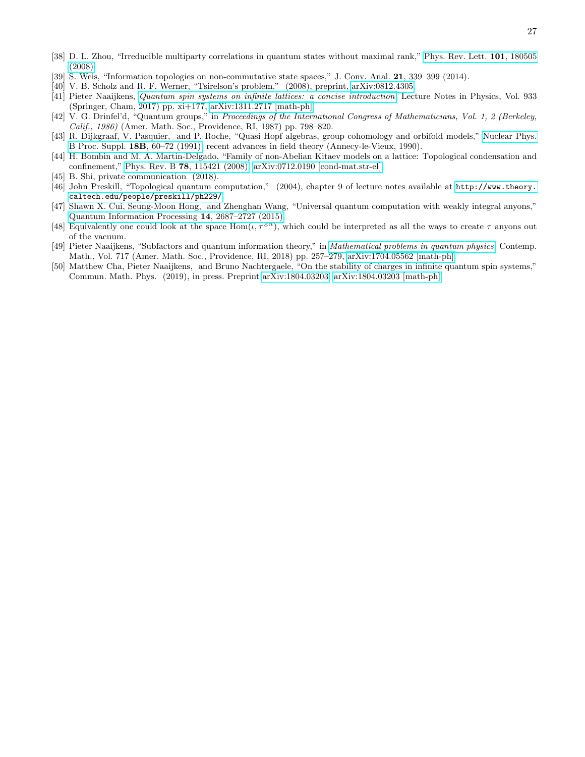[38] D. L. Zhou, "Irreducible multiparty correlations in quantum states without maximal rank," Phys. Rev. Lett. **101**, 180505 (2008).

[39] S. Weis, "Information topologies on non-commutative state spaces," J. Conv. Anal. **21**, 339–399 (2014).

[40] V. B. Scholz and R. F. Werner, "Tsirelson's problem," (2008), preprint, arXiv:0812.4305.

[41] Pieter Naaijkens, *Quantum spin systems on infinite lattices: a concise introduction*, Lecture Notes in Physics, Vol. 933 (Springer, Cham, 2017) pp. xi+177, arXiv:1311.2717 [math-ph].

[42] V. G. Drinfel'd, "Quantum groups," in *Proceedings of the International Congress of Mathematicians, Vol. 1, 2 (Berkeley, Calif., 1986)* (Amer. Math. Soc., Providence, RI, 1987) pp. 798–820.

[43] R. Dijkgraaf, V. Pasquier, and P. Roche, "Quasi Hopf algebras, group cohomology and orbifold models," Nuclear Phys. B Proc. Suppl. **18B**, 60–72 (1991), recent advances in field theory (Annecy-le-Vieux, 1990).

[44] H. Bombin and M. A. Martin-Delgado, "Family of non-Abelian Kitaev models on a lattice: Topological condensation and confinement," Phys. Rev. B **78**, 115421 (2008), arXiv:0712.0190 [cond-mat.str-el].

[45] B. Shi, private communication (2018).

[46] John Preskill, "Topological quantum computation," (2004), chapter 9 of lecture notes available at `http://www.theory.caltech.edu/people/preskill/ph229/`.

[47] Shawn X. Cui, Seung-Moon Hong, and Zhenghan Wang, "Universal quantum computation with weakly integral anyons," Quantum Information Processing **14**, 2687–2727 (2015).

[48] Equivalently one could look at the space $\mathrm{Hom}(\iota, \tau^{\otimes n})$, which could be interpreted as all the ways to create $\tau$ anyons out of the vacuum.

[49] Pieter Naaijkens, "Subfactors and quantum information theory," in *Mathematical problems in quantum physics*, Contemp. Math., Vol. 717 (Amer. Math. Soc., Providence, RI, 2018) pp. 257–279, arXiv:1704.05562 [math-ph].

[50] Matthew Cha, Pieter Naaijkens, and Bruno Nachtergaele, "On the stability of charges in infinite quantum spin systems," Commun. Math. Phys. (2019), in press. Preprint arXiv:1804.03203, arXiv:1804.03203 [math-ph].